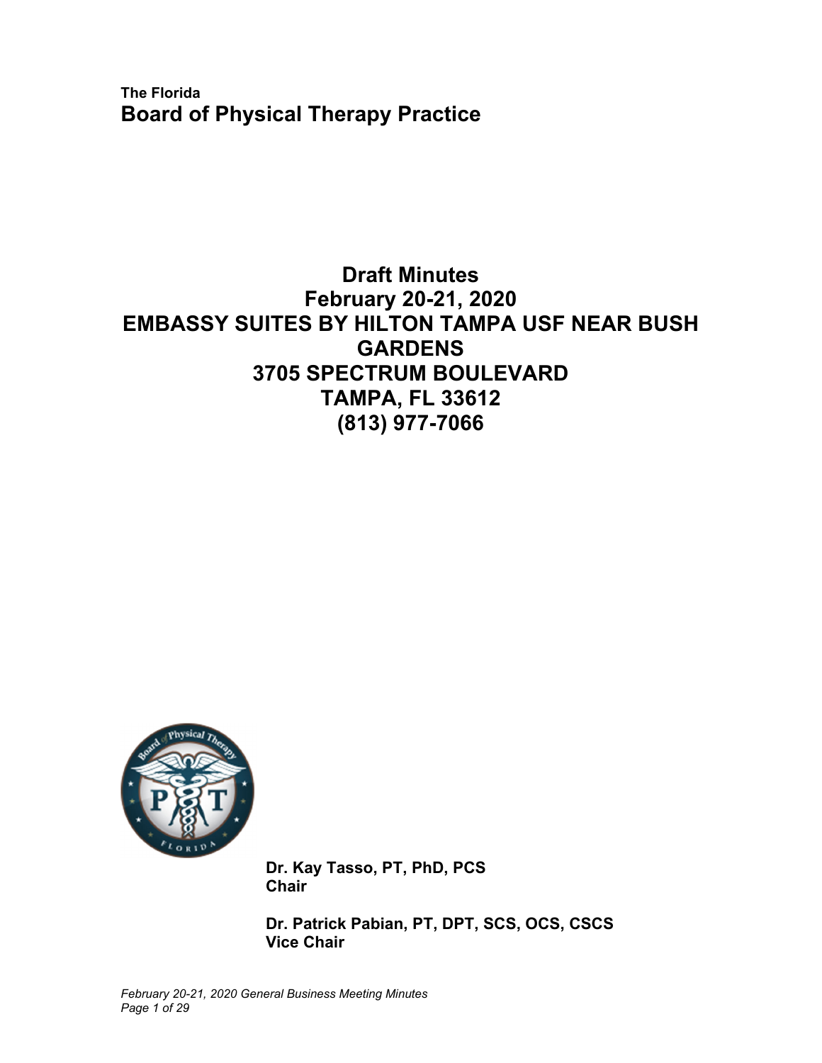**The Florida**
# Board of Physical Therapy Practice

## Draft Minutes
## February 20-21, 2020
## EMBASSY SUITES BY HILTON TAMPA USF NEAR BUSH GARDENS
## 3705 SPECTRUM BOULEVARD
## TAMPA, FL 33612
## (813) 977-7066

**Dr. Kay Tasso, PT, PhD, PCS**
**Chair**

**Dr. Patrick Pabian, PT, DPT, SCS, OCS, CSCS**
**Vice Chair**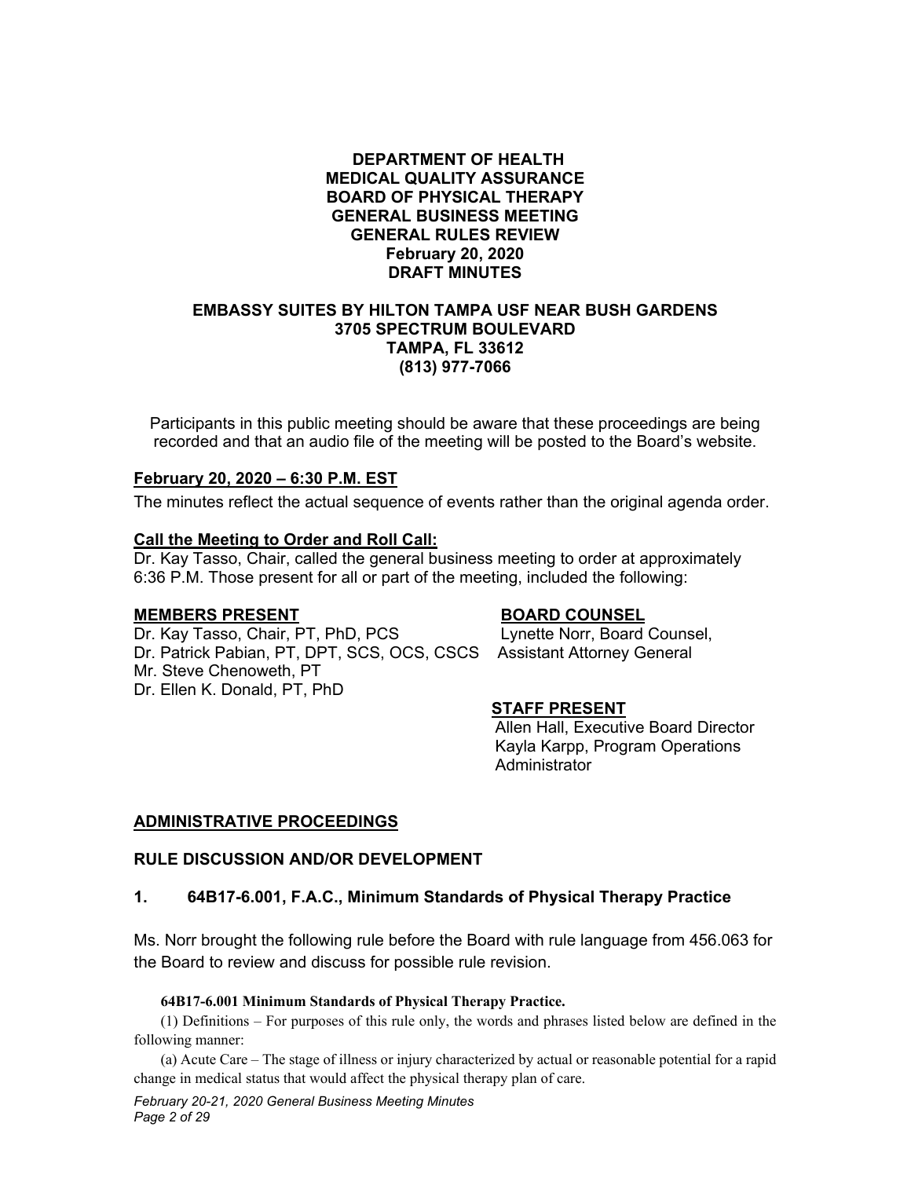**DEPARTMENT OF HEALTH**
**MEDICAL QUALITY ASSURANCE**
**BOARD OF PHYSICAL THERAPY**
**GENERAL BUSINESS MEETING**
**GENERAL RULES REVIEW**
**February 20, 2020**
**DRAFT MINUTES**

**EMBASSY SUITES BY HILTON TAMPA USF NEAR BUSH GARDENS**
**3705 SPECTRUM BOULEVARD**
**TAMPA, FL 33612**
**(813) 977-7066**

Participants in this public meeting should be aware that these proceedings are being recorded and that an audio file of the meeting will be posted to the Board's website.

**February 20, 2020 – 6:30 P.M. EST**

The minutes reflect the actual sequence of events rather than the original agenda order.

**Call the Meeting to Order and Roll Call:**

Dr. Kay Tasso, Chair, called the general business meeting to order at approximately 6:36 P.M. Those present for all or part of the meeting, included the following:

**MEMBERS PRESENT**

Dr. Kay Tasso, Chair, PT, PhD, PCS
Dr. Patrick Pabian, PT, DPT, SCS, OCS, CSCS
Mr. Steve Chenoweth, PT
Dr. Ellen K. Donald, PT, PhD

**BOARD COUNSEL**

Lynette Norr, Board Counsel,
Assistant Attorney General

**STAFF PRESENT**

Allen Hall, Executive Board Director
Kayla Karpp, Program Operations Administrator

**ADMINISTRATIVE PROCEEDINGS**

**RULE DISCUSSION AND/OR DEVELOPMENT**

**1. 64B17-6.001, F.A.C., Minimum Standards of Physical Therapy Practice**

Ms. Norr brought the following rule before the Board with rule language from 456.063 for the Board to review and discuss for possible rule revision.

**64B17-6.001 Minimum Standards of Physical Therapy Practice.**

(1) Definitions – For purposes of this rule only, the words and phrases listed below are defined in the following manner:

(a) Acute Care – The stage of illness or injury characterized by actual or reasonable potential for a rapid change in medical status that would affect the physical therapy plan of care.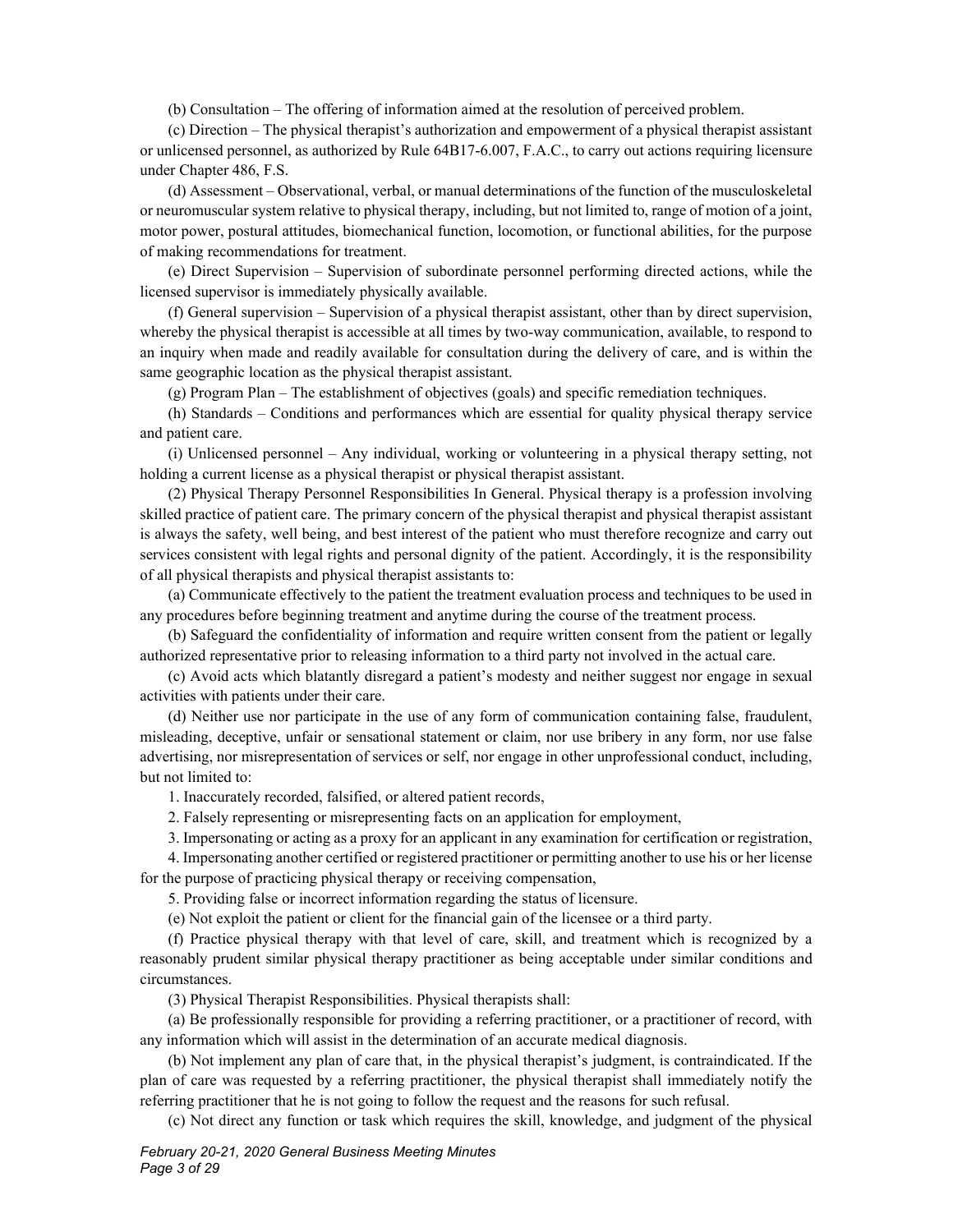(b) Consultation – The offering of information aimed at the resolution of perceived problem.

(c) Direction – The physical therapist's authorization and empowerment of a physical therapist assistant or unlicensed personnel, as authorized by Rule 64B17-6.007, F.A.C., to carry out actions requiring licensure under Chapter 486, F.S.

(d) Assessment – Observational, verbal, or manual determinations of the function of the musculoskeletal or neuromuscular system relative to physical therapy, including, but not limited to, range of motion of a joint, motor power, postural attitudes, biomechanical function, locomotion, or functional abilities, for the purpose of making recommendations for treatment.

(e) Direct Supervision – Supervision of subordinate personnel performing directed actions, while the licensed supervisor is immediately physically available.

(f) General supervision – Supervision of a physical therapist assistant, other than by direct supervision, whereby the physical therapist is accessible at all times by two-way communication, available, to respond to an inquiry when made and readily available for consultation during the delivery of care, and is within the same geographic location as the physical therapist assistant.

(g) Program Plan – The establishment of objectives (goals) and specific remediation techniques.

(h) Standards – Conditions and performances which are essential for quality physical therapy service and patient care.

(i) Unlicensed personnel – Any individual, working or volunteering in a physical therapy setting, not holding a current license as a physical therapist or physical therapist assistant.

(2) Physical Therapy Personnel Responsibilities In General. Physical therapy is a profession involving skilled practice of patient care. The primary concern of the physical therapist and physical therapist assistant is always the safety, well being, and best interest of the patient who must therefore recognize and carry out services consistent with legal rights and personal dignity of the patient. Accordingly, it is the responsibility of all physical therapists and physical therapist assistants to:

(a) Communicate effectively to the patient the treatment evaluation process and techniques to be used in any procedures before beginning treatment and anytime during the course of the treatment process.

(b) Safeguard the confidentiality of information and require written consent from the patient or legally authorized representative prior to releasing information to a third party not involved in the actual care.

(c) Avoid acts which blatantly disregard a patient's modesty and neither suggest nor engage in sexual activities with patients under their care.

(d) Neither use nor participate in the use of any form of communication containing false, fraudulent, misleading, deceptive, unfair or sensational statement or claim, nor use bribery in any form, nor use false advertising, nor misrepresentation of services or self, nor engage in other unprofessional conduct, including, but not limited to:

1. Inaccurately recorded, falsified, or altered patient records,

2. Falsely representing or misrepresenting facts on an application for employment,

3. Impersonating or acting as a proxy for an applicant in any examination for certification or registration,

4. Impersonating another certified or registered practitioner or permitting another to use his or her license for the purpose of practicing physical therapy or receiving compensation,

5. Providing false or incorrect information regarding the status of licensure.

(e) Not exploit the patient or client for the financial gain of the licensee or a third party.

(f) Practice physical therapy with that level of care, skill, and treatment which is recognized by a reasonably prudent similar physical therapy practitioner as being acceptable under similar conditions and circumstances.

(3) Physical Therapist Responsibilities. Physical therapists shall:

(a) Be professionally responsible for providing a referring practitioner, or a practitioner of record, with any information which will assist in the determination of an accurate medical diagnosis.

(b) Not implement any plan of care that, in the physical therapist's judgment, is contraindicated. If the plan of care was requested by a referring practitioner, the physical therapist shall immediately notify the referring practitioner that he is not going to follow the request and the reasons for such refusal.

(c) Not direct any function or task which requires the skill, knowledge, and judgment of the physical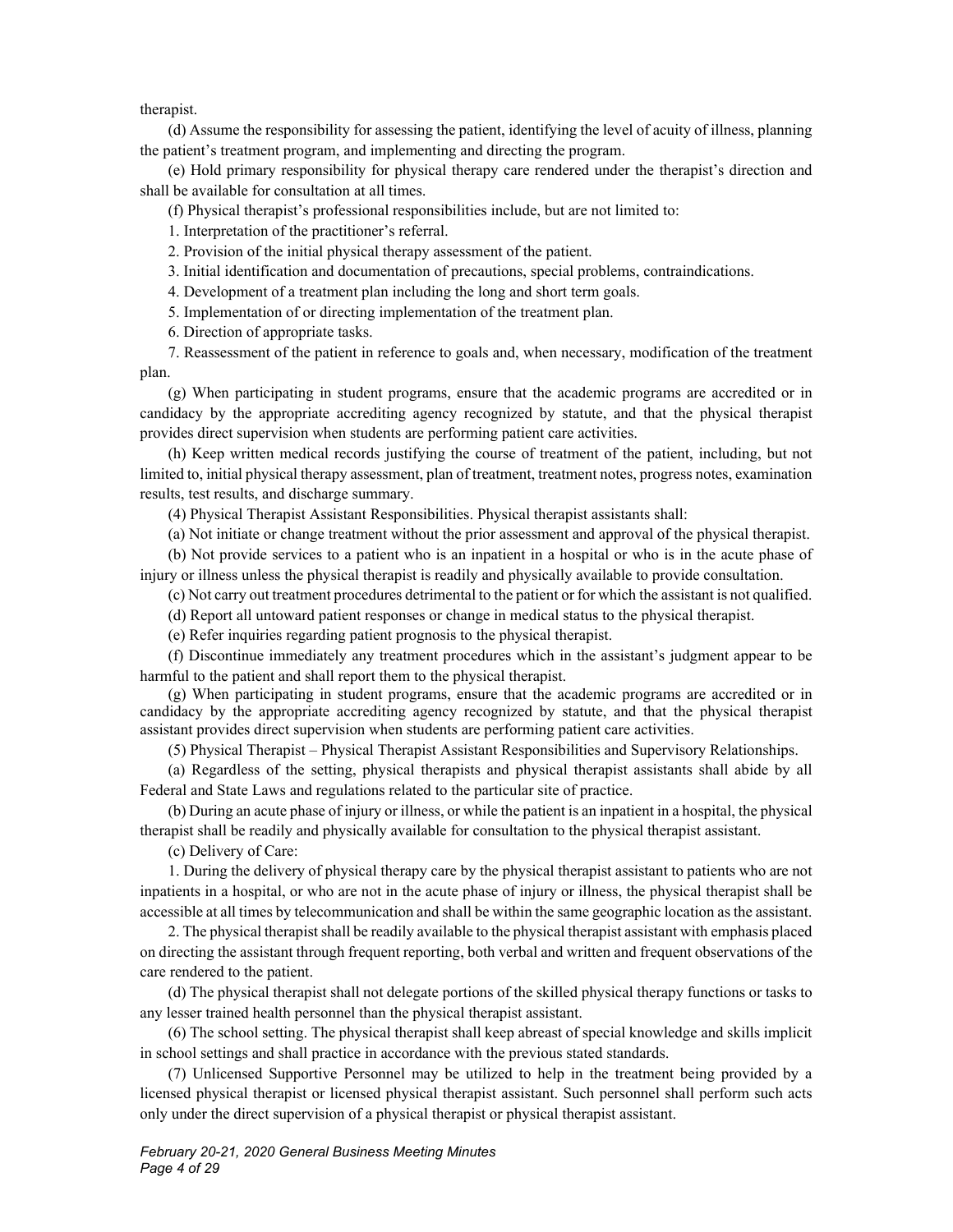therapist.

(d) Assume the responsibility for assessing the patient, identifying the level of acuity of illness, planning the patient's treatment program, and implementing and directing the program.

(e) Hold primary responsibility for physical therapy care rendered under the therapist's direction and shall be available for consultation at all times.

(f) Physical therapist's professional responsibilities include, but are not limited to:

1. Interpretation of the practitioner's referral.

2. Provision of the initial physical therapy assessment of the patient.

3. Initial identification and documentation of precautions, special problems, contraindications.

4. Development of a treatment plan including the long and short term goals.

5. Implementation of or directing implementation of the treatment plan.

6. Direction of appropriate tasks.

7. Reassessment of the patient in reference to goals and, when necessary, modification of the treatment plan.

(g) When participating in student programs, ensure that the academic programs are accredited or in candidacy by the appropriate accrediting agency recognized by statute, and that the physical therapist provides direct supervision when students are performing patient care activities.

(h) Keep written medical records justifying the course of treatment of the patient, including, but not limited to, initial physical therapy assessment, plan of treatment, treatment notes, progress notes, examination results, test results, and discharge summary.

(4) Physical Therapist Assistant Responsibilities. Physical therapist assistants shall:

(a) Not initiate or change treatment without the prior assessment and approval of the physical therapist.

(b) Not provide services to a patient who is an inpatient in a hospital or who is in the acute phase of injury or illness unless the physical therapist is readily and physically available to provide consultation.

(c) Not carry out treatment procedures detrimental to the patient or for which the assistant is not qualified.

(d) Report all untoward patient responses or change in medical status to the physical therapist.

(e) Refer inquiries regarding patient prognosis to the physical therapist.

(f) Discontinue immediately any treatment procedures which in the assistant's judgment appear to be harmful to the patient and shall report them to the physical therapist.

(g) When participating in student programs, ensure that the academic programs are accredited or in candidacy by the appropriate accrediting agency recognized by statute, and that the physical therapist assistant provides direct supervision when students are performing patient care activities.

(5) Physical Therapist – Physical Therapist Assistant Responsibilities and Supervisory Relationships.

(a) Regardless of the setting, physical therapists and physical therapist assistants shall abide by all Federal and State Laws and regulations related to the particular site of practice.

(b) During an acute phase of injury or illness, or while the patient is an inpatient in a hospital, the physical therapist shall be readily and physically available for consultation to the physical therapist assistant.

(c) Delivery of Care:

1. During the delivery of physical therapy care by the physical therapist assistant to patients who are not inpatients in a hospital, or who are not in the acute phase of injury or illness, the physical therapist shall be accessible at all times by telecommunication and shall be within the same geographic location as the assistant.

2. The physical therapist shall be readily available to the physical therapist assistant with emphasis placed on directing the assistant through frequent reporting, both verbal and written and frequent observations of the care rendered to the patient.

(d) The physical therapist shall not delegate portions of the skilled physical therapy functions or tasks to any lesser trained health personnel than the physical therapist assistant.

(6) The school setting. The physical therapist shall keep abreast of special knowledge and skills implicit in school settings and shall practice in accordance with the previous stated standards.

(7) Unlicensed Supportive Personnel may be utilized to help in the treatment being provided by a licensed physical therapist or licensed physical therapist assistant. Such personnel shall perform such acts only under the direct supervision of a physical therapist or physical therapist assistant.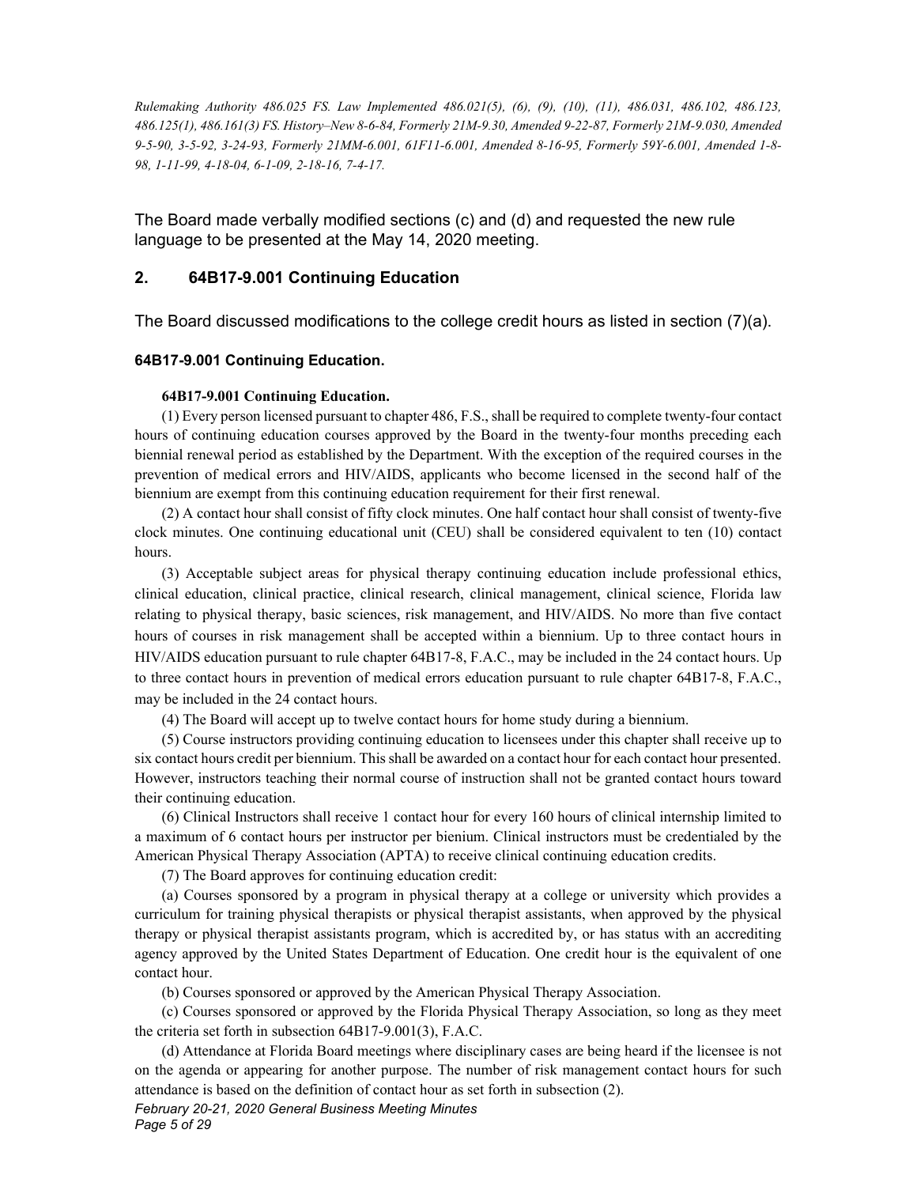*Rulemaking Authority 486.025 FS. Law Implemented 486.021(5), (6), (9), (10), (11), 486.031, 486.102, 486.123, 486.125(1), 486.161(3) FS. History–New 8-6-84, Formerly 21M-9.30, Amended 9-22-87, Formerly 21M-9.030, Amended 9-5-90, 3-5-92, 3-24-93, Formerly 21MM-6.001, 61F11-6.001, Amended 8-16-95, Formerly 59Y-6.001, Amended 1-8-98, 1-11-99, 4-18-04, 6-1-09, 2-18-16, 7-4-17.*

The Board made verbally modified sections (c) and (d) and requested the new rule language to be presented at the May 14, 2020 meeting.

## 2. 64B17-9.001 Continuing Education

The Board discussed modifications to the college credit hours as listed in section (7)(a).

**64B17-9.001 Continuing Education.**

**64B17-9.001 Continuing Education.**

(1) Every person licensed pursuant to chapter 486, F.S., shall be required to complete twenty-four contact hours of continuing education courses approved by the Board in the twenty-four months preceding each biennial renewal period as established by the Department. With the exception of the required courses in the prevention of medical errors and HIV/AIDS, applicants who become licensed in the second half of the biennium are exempt from this continuing education requirement for their first renewal.

(2) A contact hour shall consist of fifty clock minutes. One half contact hour shall consist of twenty-five clock minutes. One continuing educational unit (CEU) shall be considered equivalent to ten (10) contact hours.

(3) Acceptable subject areas for physical therapy continuing education include professional ethics, clinical education, clinical practice, clinical research, clinical management, clinical science, Florida law relating to physical therapy, basic sciences, risk management, and HIV/AIDS. No more than five contact hours of courses in risk management shall be accepted within a biennium. Up to three contact hours in HIV/AIDS education pursuant to rule chapter 64B17-8, F.A.C., may be included in the 24 contact hours. Up to three contact hours in prevention of medical errors education pursuant to rule chapter 64B17-8, F.A.C., may be included in the 24 contact hours.

(4) The Board will accept up to twelve contact hours for home study during a biennium.

(5) Course instructors providing continuing education to licensees under this chapter shall receive up to six contact hours credit per biennium. This shall be awarded on a contact hour for each contact hour presented. However, instructors teaching their normal course of instruction shall not be granted contact hours toward their continuing education.

(6) Clinical Instructors shall receive 1 contact hour for every 160 hours of clinical internship limited to a maximum of 6 contact hours per instructor per bienium. Clinical instructors must be credentialed by the American Physical Therapy Association (APTA) to receive clinical continuing education credits.

(7) The Board approves for continuing education credit:

(a) Courses sponsored by a program in physical therapy at a college or university which provides a curriculum for training physical therapists or physical therapist assistants, when approved by the physical therapy or physical therapist assistants program, which is accredited by, or has status with an accrediting agency approved by the United States Department of Education. One credit hour is the equivalent of one contact hour.

(b) Courses sponsored or approved by the American Physical Therapy Association.

(c) Courses sponsored or approved by the Florida Physical Therapy Association, so long as they meet the criteria set forth in subsection 64B17-9.001(3), F.A.C.

(d) Attendance at Florida Board meetings where disciplinary cases are being heard if the licensee is not on the agenda or appearing for another purpose. The number of risk management contact hours for such attendance is based on the definition of contact hour as set forth in subsection (2).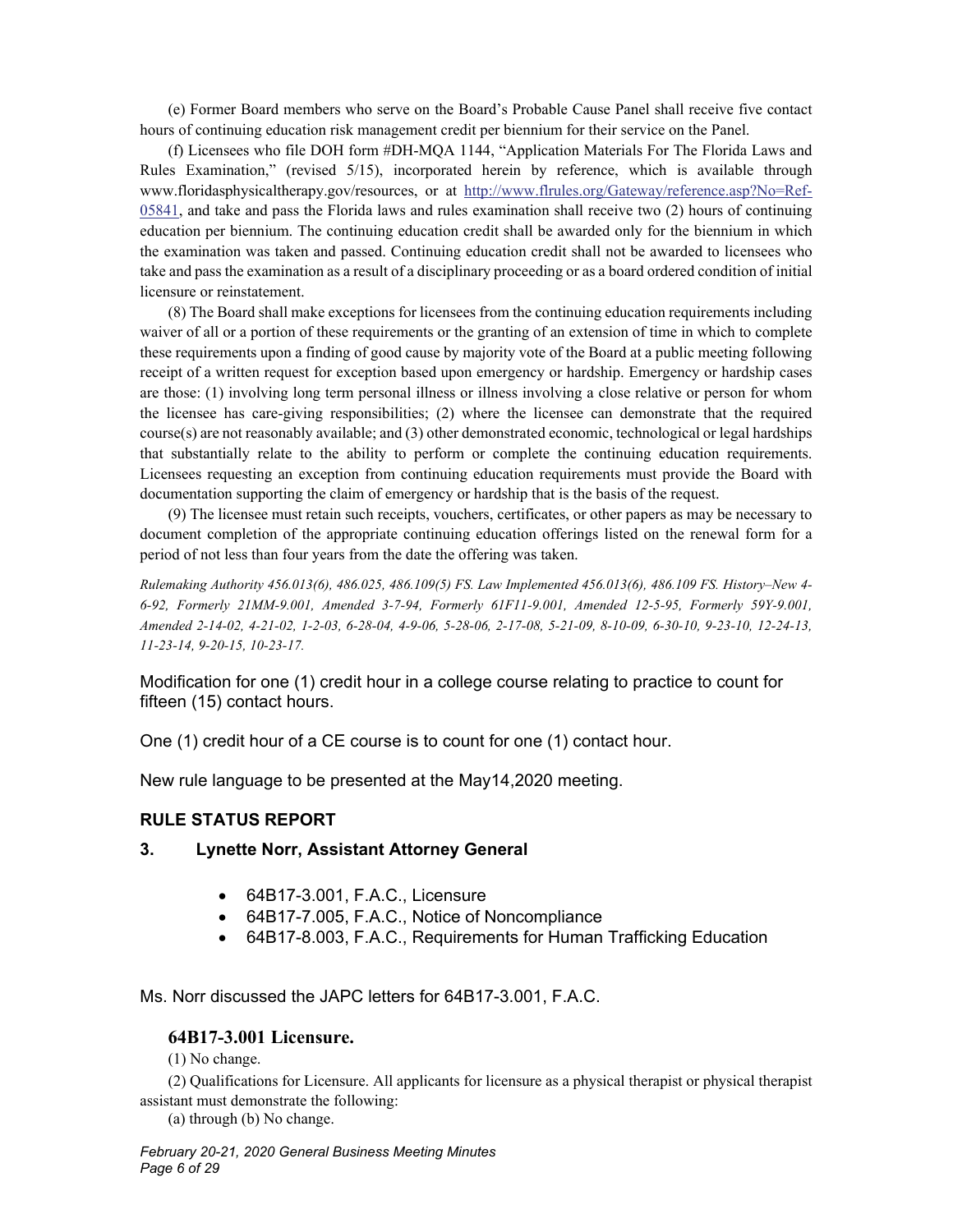(e) Former Board members who serve on the Board's Probable Cause Panel shall receive five contact hours of continuing education risk management credit per biennium for their service on the Panel.

(f) Licensees who file DOH form #DH-MQA 1144, "Application Materials For The Florida Laws and Rules Examination," (revised 5/15), incorporated herein by reference, which is available through www.floridasphysicaltherapy.gov/resources, or at http://www.flrules.org/Gateway/reference.asp?No=Ref-05841, and take and pass the Florida laws and rules examination shall receive two (2) hours of continuing education per biennium. The continuing education credit shall be awarded only for the biennium in which the examination was taken and passed. Continuing education credit shall not be awarded to licensees who take and pass the examination as a result of a disciplinary proceeding or as a board ordered condition of initial licensure or reinstatement.

(8) The Board shall make exceptions for licensees from the continuing education requirements including waiver of all or a portion of these requirements or the granting of an extension of time in which to complete these requirements upon a finding of good cause by majority vote of the Board at a public meeting following receipt of a written request for exception based upon emergency or hardship. Emergency or hardship cases are those: (1) involving long term personal illness or illness involving a close relative or person for whom the licensee has care-giving responsibilities; (2) where the licensee can demonstrate that the required course(s) are not reasonably available; and (3) other demonstrated economic, technological or legal hardships that substantially relate to the ability to perform or complete the continuing education requirements. Licensees requesting an exception from continuing education requirements must provide the Board with documentation supporting the claim of emergency or hardship that is the basis of the request.

(9) The licensee must retain such receipts, vouchers, certificates, or other papers as may be necessary to document completion of the appropriate continuing education offerings listed on the renewal form for a period of not less than four years from the date the offering was taken.

*Rulemaking Authority 456.013(6), 486.025, 486.109(5) FS. Law Implemented 456.013(6), 486.109 FS. History–New 4-6-92, Formerly 21MM-9.001, Amended 3-7-94, Formerly 61F11-9.001, Amended 12-5-95, Formerly 59Y-9.001, Amended 2-14-02, 4-21-02, 1-2-03, 6-28-04, 4-9-06, 5-28-06, 2-17-08, 5-21-09, 8-10-09, 6-30-10, 9-23-10, 12-24-13, 11-23-14, 9-20-15, 10-23-17.*

Modification for one (1) credit hour in a college course relating to practice to count for fifteen (15) contact hours.

One (1) credit hour of a CE course is to count for one (1) contact hour.

New rule language to be presented at the May14,2020 meeting.

## RULE STATUS REPORT

### 3. Lynette Norr, Assistant Attorney General

- 64B17-3.001, F.A.C., Licensure
- 64B17-7.005, F.A.C., Notice of Noncompliance
- 64B17-8.003, F.A.C., Requirements for Human Trafficking Education

Ms. Norr discussed the JAPC letters for 64B17-3.001, F.A.C.

### 64B17-3.001 Licensure.

(1) No change.

(2) Qualifications for Licensure. All applicants for licensure as a physical therapist or physical therapist assistant must demonstrate the following:

(a) through (b) No change.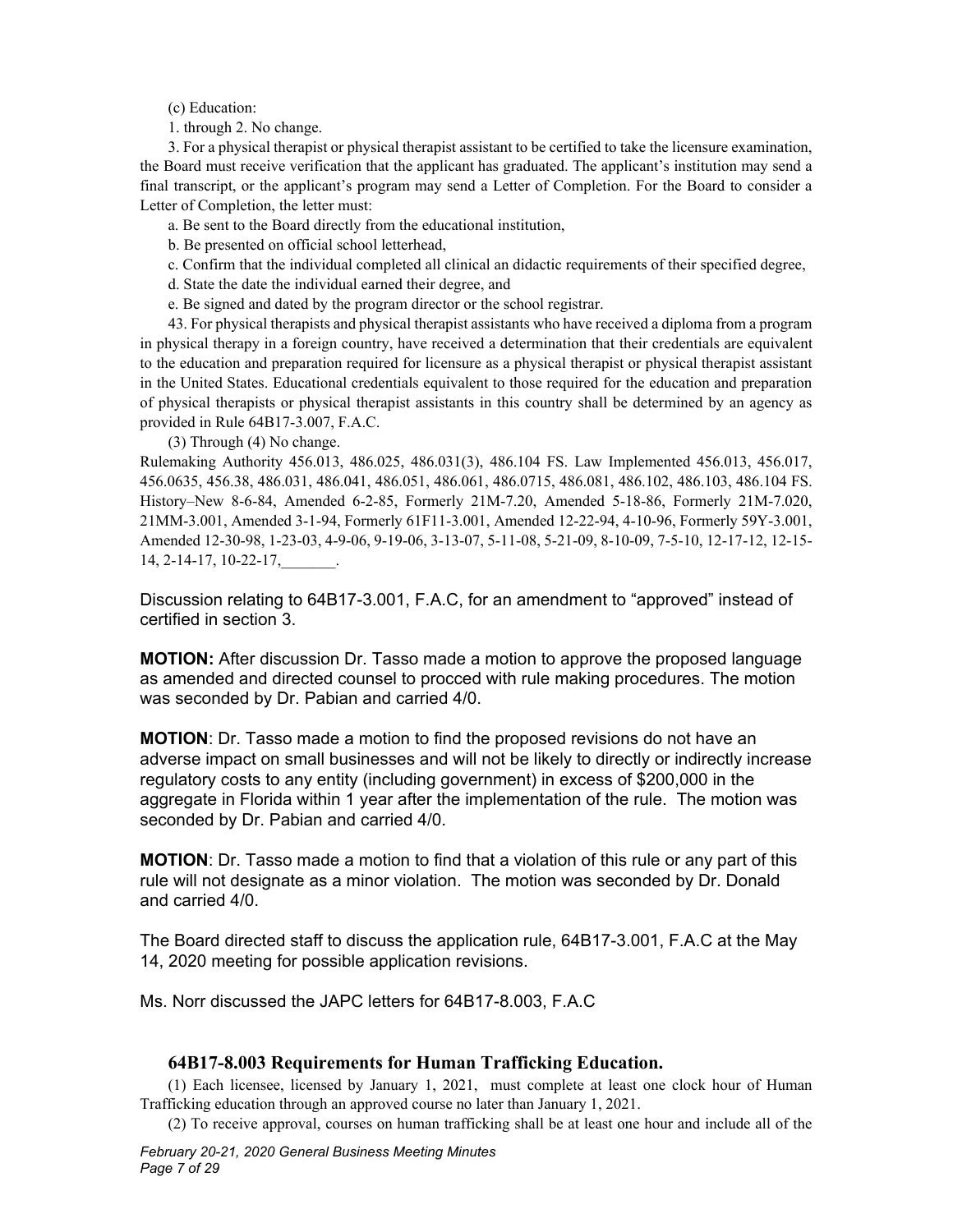(c) Education:

1. through 2. No change.

3. For a physical therapist or physical therapist assistant to be certified to take the licensure examination, the Board must receive verification that the applicant has graduated. The applicant's institution may send a final transcript, or the applicant's program may send a Letter of Completion. For the Board to consider a Letter of Completion, the letter must:

a. Be sent to the Board directly from the educational institution,

b. Be presented on official school letterhead,

c. Confirm that the individual completed all clinical an didactic requirements of their specified degree,

d. State the date the individual earned their degree, and

e. Be signed and dated by the program director or the school registrar.

43. For physical therapists and physical therapist assistants who have received a diploma from a program in physical therapy in a foreign country, have received a determination that their credentials are equivalent to the education and preparation required for licensure as a physical therapist or physical therapist assistant in the United States. Educational credentials equivalent to those required for the education and preparation of physical therapists or physical therapist assistants in this country shall be determined by an agency as provided in Rule 64B17-3.007, F.A.C.

(3) Through (4) No change.

Rulemaking Authority 456.013, 486.025, 486.031(3), 486.104 FS. Law Implemented 456.013, 456.017, 456.0635, 456.38, 486.031, 486.041, 486.051, 486.061, 486.0715, 486.081, 486.102, 486.103, 486.104 FS. History–New 8-6-84, Amended 6-2-85, Formerly 21M-7.20, Amended 5-18-86, Formerly 21M-7.020, 21MM-3.001, Amended 3-1-94, Formerly 61F11-3.001, Amended 12-22-94, 4-10-96, Formerly 59Y-3.001, Amended 12-30-98, 1-23-03, 4-9-06, 9-19-06, 3-13-07, 5-11-08, 5-21-09, 8-10-09, 7-5-10, 12-17-12, 12-15-14, 2-14-17, 10-22-17,_______.

Discussion relating to 64B17-3.001, F.A.C, for an amendment to "approved" instead of certified in section 3.

**MOTION:** After discussion Dr. Tasso made a motion to approve the proposed language as amended and directed counsel to procced with rule making procedures. The motion was seconded by Dr. Pabian and carried 4/0.

**MOTION**: Dr. Tasso made a motion to find the proposed revisions do not have an adverse impact on small businesses and will not be likely to directly or indirectly increase regulatory costs to any entity (including government) in excess of $200,000 in the aggregate in Florida within 1 year after the implementation of the rule. The motion was seconded by Dr. Pabian and carried 4/0.

**MOTION**: Dr. Tasso made a motion to find that a violation of this rule or any part of this rule will not designate as a minor violation. The motion was seconded by Dr. Donald and carried 4/0.

The Board directed staff to discuss the application rule, 64B17-3.001, F.A.C at the May 14, 2020 meeting for possible application revisions.

Ms. Norr discussed the JAPC letters for 64B17-8.003, F.A.C

### 64B17-8.003 Requirements for Human Trafficking Education.

(1) Each licensee, licensed by January 1, 2021, must complete at least one clock hour of Human Trafficking education through an approved course no later than January 1, 2021.

(2) To receive approval, courses on human trafficking shall be at least one hour and include all of the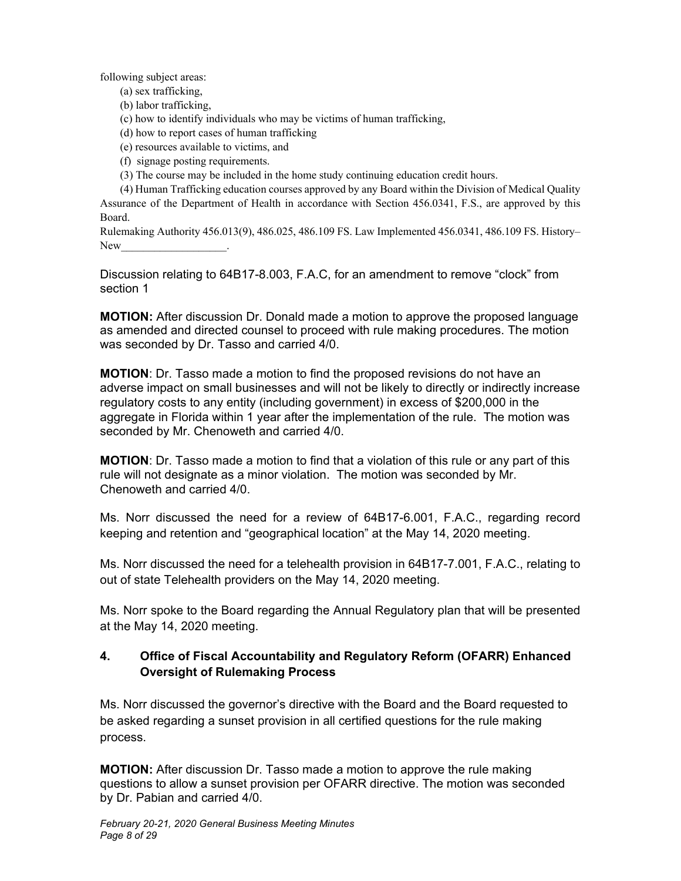following subject areas:

(a) sex trafficking,

(b) labor trafficking,

(c) how to identify individuals who may be victims of human trafficking,

(d) how to report cases of human trafficking

(e) resources available to victims, and

(f) signage posting requirements.

(3) The course may be included in the home study continuing education credit hours.

(4) Human Trafficking education courses approved by any Board within the Division of Medical Quality Assurance of the Department of Health in accordance with Section 456.0341, F.S., are approved by this Board.

Rulemaking Authority 456.013(9), 486.025, 486.109 FS. Law Implemented 456.0341, 486.109 FS. History–New___________________.

Discussion relating to 64B17-8.003, F.A.C, for an amendment to remove "clock" from section 1

**MOTION:** After discussion Dr. Donald made a motion to approve the proposed language as amended and directed counsel to proceed with rule making procedures. The motion was seconded by Dr. Tasso and carried 4/0.

**MOTION**: Dr. Tasso made a motion to find the proposed revisions do not have an adverse impact on small businesses and will not be likely to directly or indirectly increase regulatory costs to any entity (including government) in excess of $200,000 in the aggregate in Florida within 1 year after the implementation of the rule. The motion was seconded by Mr. Chenoweth and carried 4/0.

**MOTION**: Dr. Tasso made a motion to find that a violation of this rule or any part of this rule will not designate as a minor violation. The motion was seconded by Mr. Chenoweth and carried 4/0.

Ms. Norr discussed the need for a review of 64B17-6.001, F.A.C., regarding record keeping and retention and "geographical location" at the May 14, 2020 meeting.

Ms. Norr discussed the need for a telehealth provision in 64B17-7.001, F.A.C., relating to out of state Telehealth providers on the May 14, 2020 meeting.

Ms. Norr spoke to the Board regarding the Annual Regulatory plan that will be presented at the May 14, 2020 meeting.

## 4. Office of Fiscal Accountability and Regulatory Reform (OFARR) Enhanced Oversight of Rulemaking Process

Ms. Norr discussed the governor's directive with the Board and the Board requested to be asked regarding a sunset provision in all certified questions for the rule making process.

**MOTION:** After discussion Dr. Tasso made a motion to approve the rule making questions to allow a sunset provision per OFARR directive. The motion was seconded by Dr. Pabian and carried 4/0.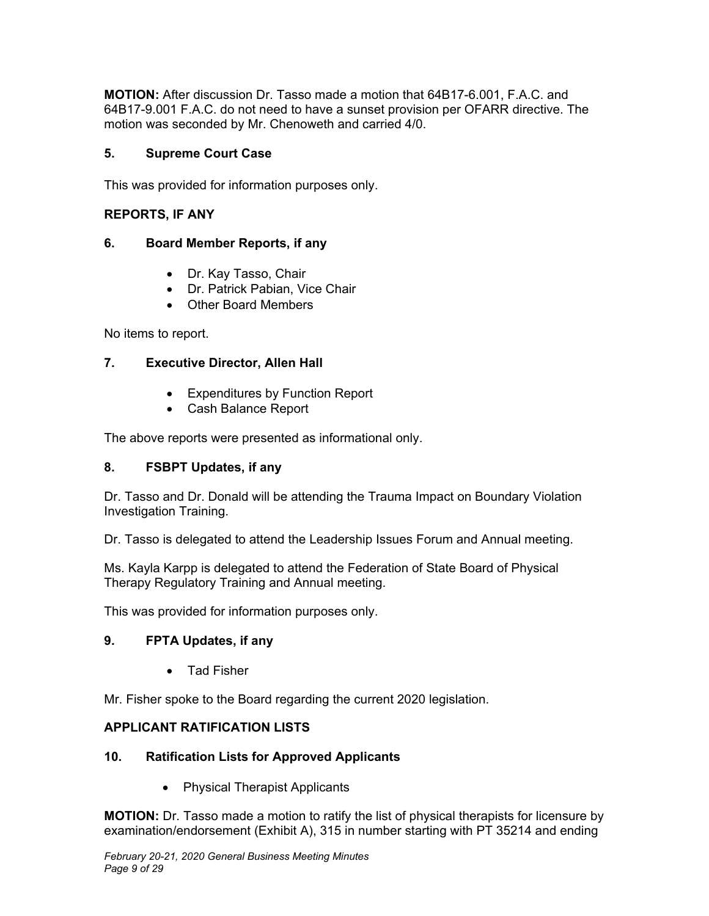**MOTION:** After discussion Dr. Tasso made a motion that 64B17-6.001, F.A.C. and 64B17-9.001 F.A.C. do not need to have a sunset provision per OFARR directive. The motion was seconded by Mr. Chenoweth and carried 4/0.

### 5. Supreme Court Case

This was provided for information purposes only.

## REPORTS, IF ANY

### 6. Board Member Reports, if any

- Dr. Kay Tasso, Chair
- Dr. Patrick Pabian, Vice Chair
- Other Board Members

No items to report.

### 7. Executive Director, Allen Hall

- Expenditures by Function Report
- Cash Balance Report

The above reports were presented as informational only.

### 8. FSBPT Updates, if any

Dr. Tasso and Dr. Donald will be attending the Trauma Impact on Boundary Violation Investigation Training.

Dr. Tasso is delegated to attend the Leadership Issues Forum and Annual meeting.

Ms. Kayla Karpp is delegated to attend the Federation of State Board of Physical Therapy Regulatory Training and Annual meeting.

This was provided for information purposes only.

### 9. FPTA Updates, if any

- Tad Fisher

Mr. Fisher spoke to the Board regarding the current 2020 legislation.

## APPLICANT RATIFICATION LISTS

### 10. Ratification Lists for Approved Applicants

- Physical Therapist Applicants

**MOTION:** Dr. Tasso made a motion to ratify the list of physical therapists for licensure by examination/endorsement (Exhibit A), 315 in number starting with PT 35214 and ending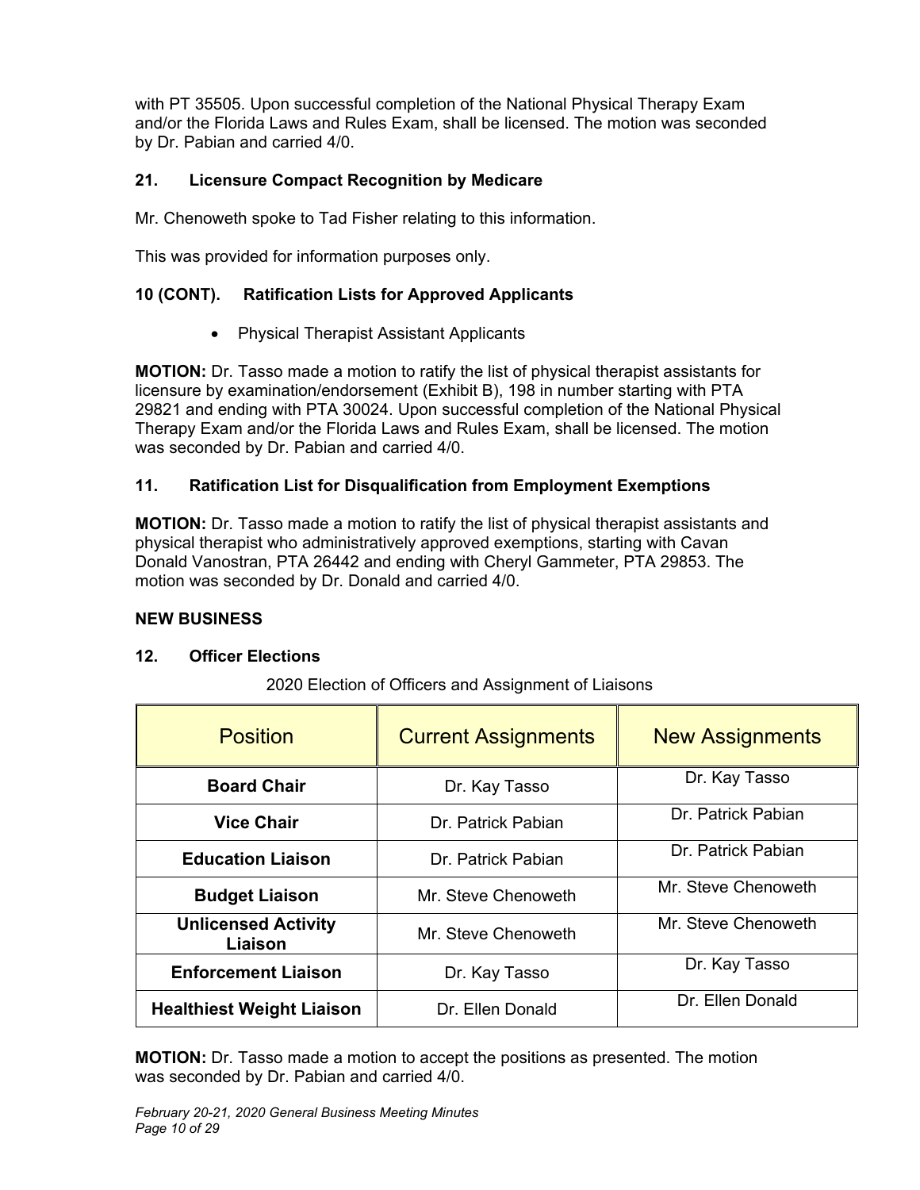with PT 35505. Upon successful completion of the National Physical Therapy Exam and/or the Florida Laws and Rules Exam, shall be licensed. The motion was seconded by Dr. Pabian and carried 4/0.

### 21. Licensure Compact Recognition by Medicare

Mr. Chenoweth spoke to Tad Fisher relating to this information.

This was provided for information purposes only.

### 10 (CONT). Ratification Lists for Approved Applicants

- Physical Therapist Assistant Applicants

**MOTION:** Dr. Tasso made a motion to ratify the list of physical therapist assistants for licensure by examination/endorsement (Exhibit B), 198 in number starting with PTA 29821 and ending with PTA 30024. Upon successful completion of the National Physical Therapy Exam and/or the Florida Laws and Rules Exam, shall be licensed. The motion was seconded by Dr. Pabian and carried 4/0.

### 11. Ratification List for Disqualification from Employment Exemptions

**MOTION:** Dr. Tasso made a motion to ratify the list of physical therapist assistants and physical therapist who administratively approved exemptions, starting with Cavan Donald Vanostran, PTA 26442 and ending with Cheryl Gammeter, PTA 29853. The motion was seconded by Dr. Donald and carried 4/0.

## NEW BUSINESS

### 12. Officer Elections

2020 Election of Officers and Assignment of Liaisons

| Position | Current Assignments | New Assignments |
|---|---|---|
| **Board Chair** | Dr. Kay Tasso | Dr. Kay Tasso |
| **Vice Chair** | Dr. Patrick Pabian | Dr. Patrick Pabian |
| **Education Liaison** | Dr. Patrick Pabian | Dr. Patrick Pabian |
| **Budget Liaison** | Mr. Steve Chenoweth | Mr. Steve Chenoweth |
| **Unlicensed Activity Liaison** | Mr. Steve Chenoweth | Mr. Steve Chenoweth |
| **Enforcement Liaison** | Dr. Kay Tasso | Dr. Kay Tasso |
| **Healthiest Weight Liaison** | Dr. Ellen Donald | Dr. Ellen Donald |

**MOTION:** Dr. Tasso made a motion to accept the positions as presented. The motion was seconded by Dr. Pabian and carried 4/0.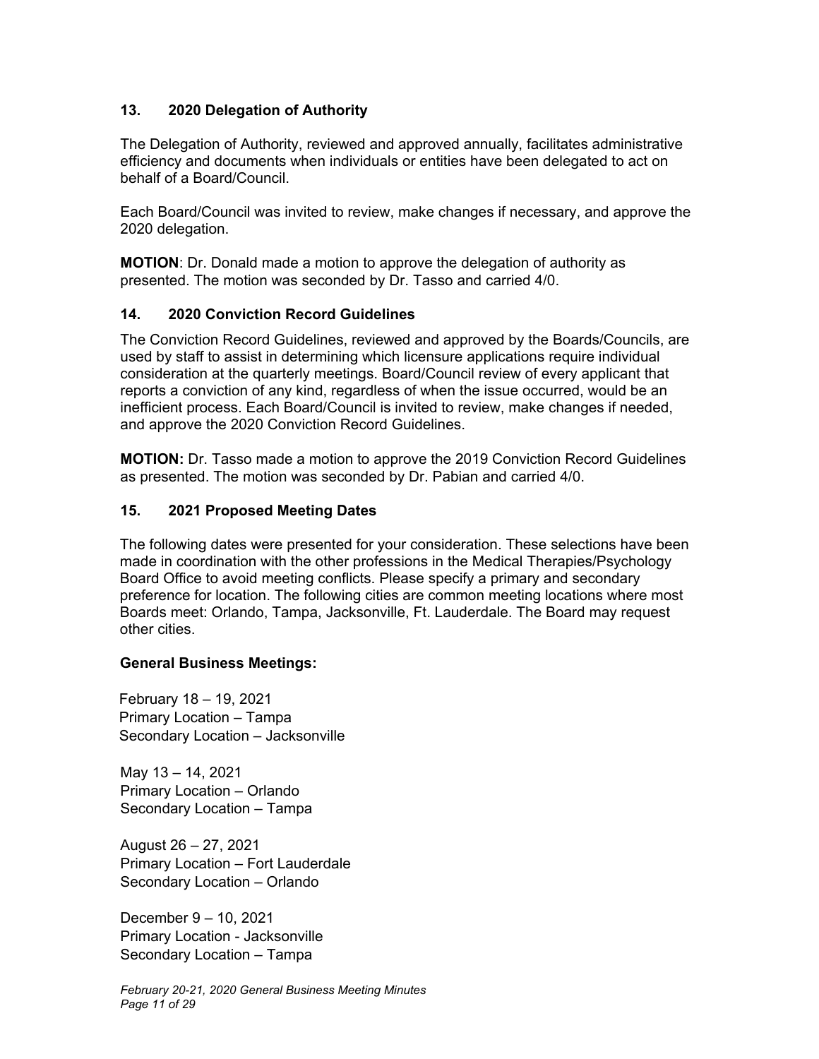## 13. 2020 Delegation of Authority

The Delegation of Authority, reviewed and approved annually, facilitates administrative efficiency and documents when individuals or entities have been delegated to act on behalf of a Board/Council.

Each Board/Council was invited to review, make changes if necessary, and approve the 2020 delegation.

**MOTION**: Dr. Donald made a motion to approve the delegation of authority as presented. The motion was seconded by Dr. Tasso and carried 4/0.

## 14. 2020 Conviction Record Guidelines

The Conviction Record Guidelines, reviewed and approved by the Boards/Councils, are used by staff to assist in determining which licensure applications require individual consideration at the quarterly meetings. Board/Council review of every applicant that reports a conviction of any kind, regardless of when the issue occurred, would be an inefficient process. Each Board/Council is invited to review, make changes if needed, and approve the 2020 Conviction Record Guidelines.

**MOTION:** Dr. Tasso made a motion to approve the 2019 Conviction Record Guidelines as presented. The motion was seconded by Dr. Pabian and carried 4/0.

## 15. 2021 Proposed Meeting Dates

The following dates were presented for your consideration. These selections have been made in coordination with the other professions in the Medical Therapies/Psychology Board Office to avoid meeting conflicts. Please specify a primary and secondary preference for location. The following cities are common meeting locations where most Boards meet: Orlando, Tampa, Jacksonville, Ft. Lauderdale. The Board may request other cities.

**General Business Meetings:**

February 18 – 19, 2021
Primary Location – Tampa
Secondary Location – Jacksonville

May 13 – 14, 2021
Primary Location – Orlando
Secondary Location – Tampa

August 26 – 27, 2021
Primary Location – Fort Lauderdale
Secondary Location – Orlando

December 9 – 10, 2021
Primary Location - Jacksonville
Secondary Location – Tampa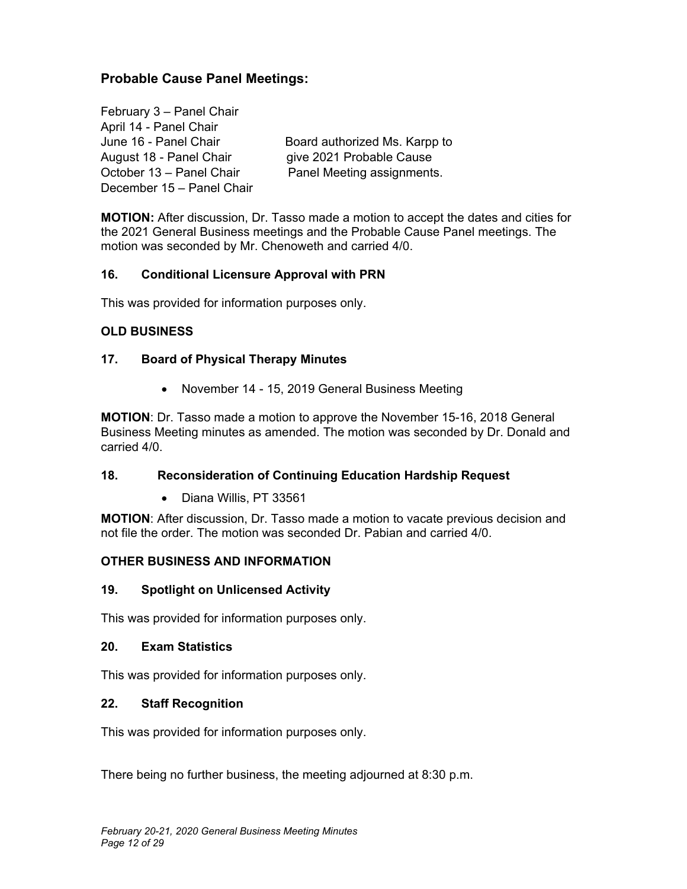## Probable Cause Panel Meetings:

February 3 – Panel Chair
April 14 - Panel Chair
June 16 - Panel Chair
August 18 - Panel Chair
October 13 – Panel Chair
December 15 – Panel Chair

Board authorized Ms. Karpp to give 2021 Probable Cause Panel Meeting assignments.

**MOTION:** After discussion, Dr. Tasso made a motion to accept the dates and cities for the 2021 General Business meetings and the Probable Cause Panel meetings. The motion was seconded by Mr. Chenoweth and carried 4/0.

**16. Conditional Licensure Approval with PRN**

This was provided for information purposes only.

**OLD BUSINESS**

**17. Board of Physical Therapy Minutes**

- November 14 - 15, 2019 General Business Meeting

**MOTION**: Dr. Tasso made a motion to approve the November 15-16, 2018 General Business Meeting minutes as amended. The motion was seconded by Dr. Donald and carried 4/0.

**18. Reconsideration of Continuing Education Hardship Request**

- Diana Willis, PT 33561

**MOTION**: After discussion, Dr. Tasso made a motion to vacate previous decision and not file the order. The motion was seconded Dr. Pabian and carried 4/0.

**OTHER BUSINESS AND INFORMATION**

**19. Spotlight on Unlicensed Activity**

This was provided for information purposes only.

**20. Exam Statistics**

This was provided for information purposes only.

**22. Staff Recognition**

This was provided for information purposes only.

There being no further business, the meeting adjourned at 8:30 p.m.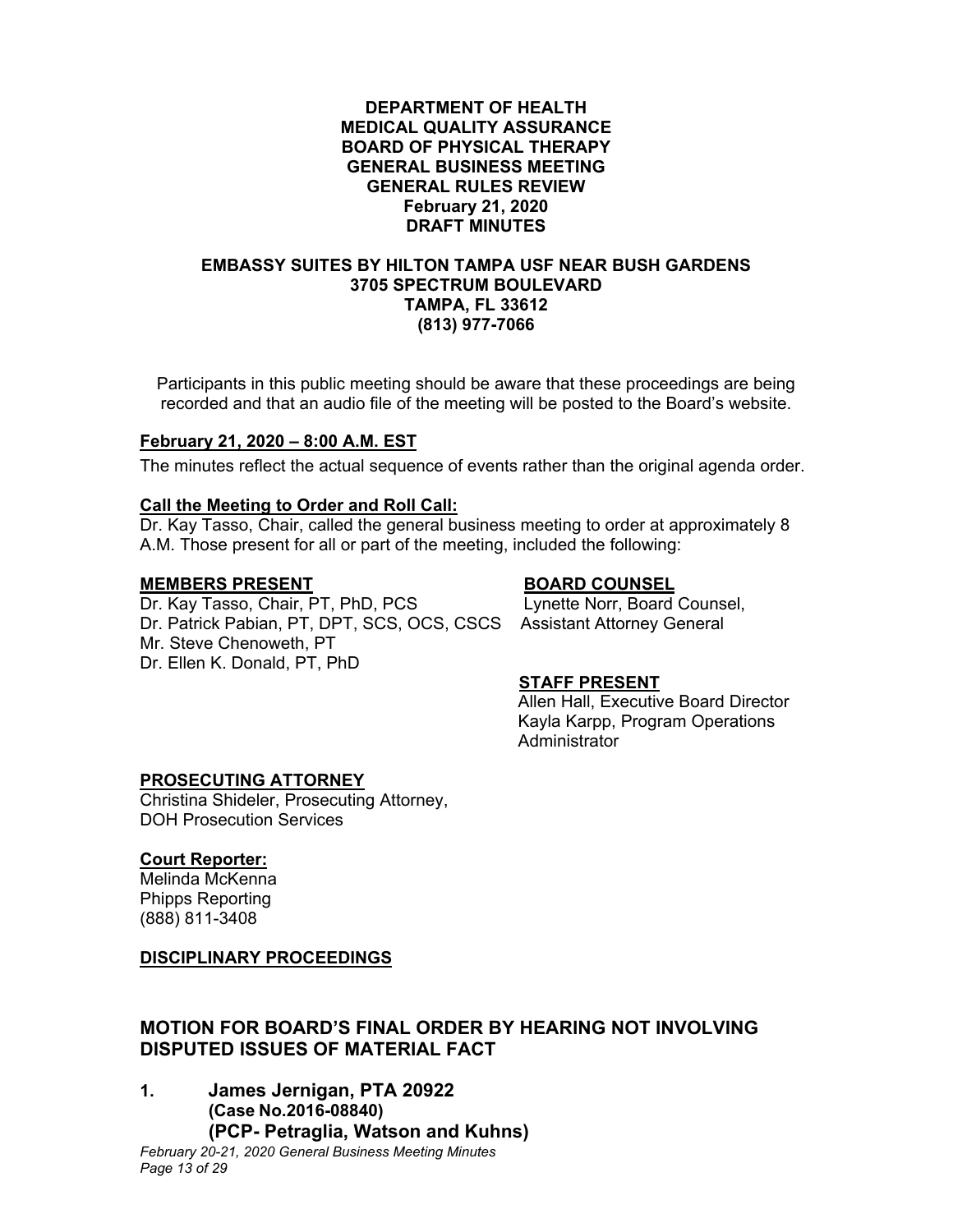**DEPARTMENT OF HEALTH**
**MEDICAL QUALITY ASSURANCE**
**BOARD OF PHYSICAL THERAPY**
**GENERAL BUSINESS MEETING**
**GENERAL RULES REVIEW**
**February 21, 2020**
**DRAFT MINUTES**

**EMBASSY SUITES BY HILTON TAMPA USF NEAR BUSH GARDENS**
**3705 SPECTRUM BOULEVARD**
**TAMPA, FL 33612**
**(813) 977-7066**

Participants in this public meeting should be aware that these proceedings are being recorded and that an audio file of the meeting will be posted to the Board's website.

**February 21, 2020 – 8:00 A.M. EST**

The minutes reflect the actual sequence of events rather than the original agenda order.

**Call the Meeting to Order and Roll Call:**

Dr. Kay Tasso, Chair, called the general business meeting to order at approximately 8 A.M. Those present for all or part of the meeting, included the following:

**MEMBERS PRESENT**

Dr. Kay Tasso, Chair, PT, PhD, PCS
Dr. Patrick Pabian, PT, DPT, SCS, OCS, CSCS
Mr. Steve Chenoweth, PT
Dr. Ellen K. Donald, PT, PhD

**BOARD COUNSEL**

Lynette Norr, Board Counsel,
Assistant Attorney General

**STAFF PRESENT**

Allen Hall, Executive Board Director
Kayla Karpp, Program Operations Administrator

**PROSECUTING ATTORNEY**

Christina Shideler, Prosecuting Attorney,
DOH Prosecution Services

**Court Reporter:**

Melinda McKenna
Phipps Reporting
(888) 811-3408

**DISCIPLINARY PROCEEDINGS**

## MOTION FOR BOARD'S FINAL ORDER BY HEARING NOT INVOLVING DISPUTED ISSUES OF MATERIAL FACT

### 1. James Jernigan, PTA 20922
**(Case No.2016-08840)**
**(PCP- Petraglia, Watson and Kuhns)**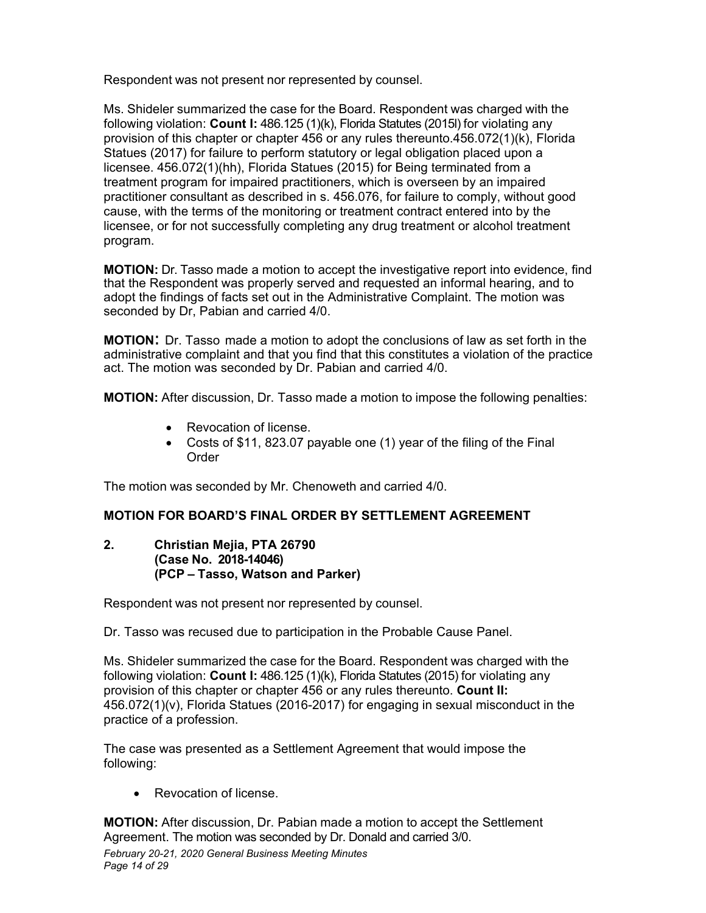Respondent was not present nor represented by counsel.

Ms. Shideler summarized the case for the Board. Respondent was charged with the following violation: **Count I:** 486.125 (1)(k), Florida Statutes (2015l) for violating any provision of this chapter or chapter 456 or any rules thereunto.456.072(1)(k), Florida Statues (2017) for failure to perform statutory or legal obligation placed upon a licensee. 456.072(1)(hh), Florida Statues (2015) for Being terminated from a treatment program for impaired practitioners, which is overseen by an impaired practitioner consultant as described in s. 456.076, for failure to comply, without good cause, with the terms of the monitoring or treatment contract entered into by the licensee, or for not successfully completing any drug treatment or alcohol treatment program.

**MOTION:** Dr. Tasso made a motion to accept the investigative report into evidence, find that the Respondent was properly served and requested an informal hearing, and to adopt the findings of facts set out in the Administrative Complaint. The motion was seconded by Dr, Pabian and carried 4/0.

**MOTION:** Dr. Tasso made a motion to adopt the conclusions of law as set forth in the administrative complaint and that you find that this constitutes a violation of the practice act. The motion was seconded by Dr. Pabian and carried 4/0.

**MOTION:** After discussion, Dr. Tasso made a motion to impose the following penalties:

- Revocation of license.
- Costs of $11, 823.07 payable one (1) year of the filing of the Final Order

The motion was seconded by Mr. Chenoweth and carried 4/0.

**MOTION FOR BOARD'S FINAL ORDER BY SETTLEMENT AGREEMENT**

**2. Christian Mejia, PTA 26790**
**(Case No. 2018-14046)**
**(PCP – Tasso, Watson and Parker)**

Respondent was not present nor represented by counsel.

Dr. Tasso was recused due to participation in the Probable Cause Panel.

Ms. Shideler summarized the case for the Board. Respondent was charged with the following violation: **Count I:** 486.125 (1)(k), Florida Statutes (2015) for violating any provision of this chapter or chapter 456 or any rules thereunto. **Count II:** 456.072(1)(v), Florida Statues (2016-2017) for engaging in sexual misconduct in the practice of a profession.

The case was presented as a Settlement Agreement that would impose the following:

- Revocation of license.

**MOTION:** After discussion, Dr. Pabian made a motion to accept the Settlement Agreement. The motion was seconded by Dr. Donald and carried 3/0.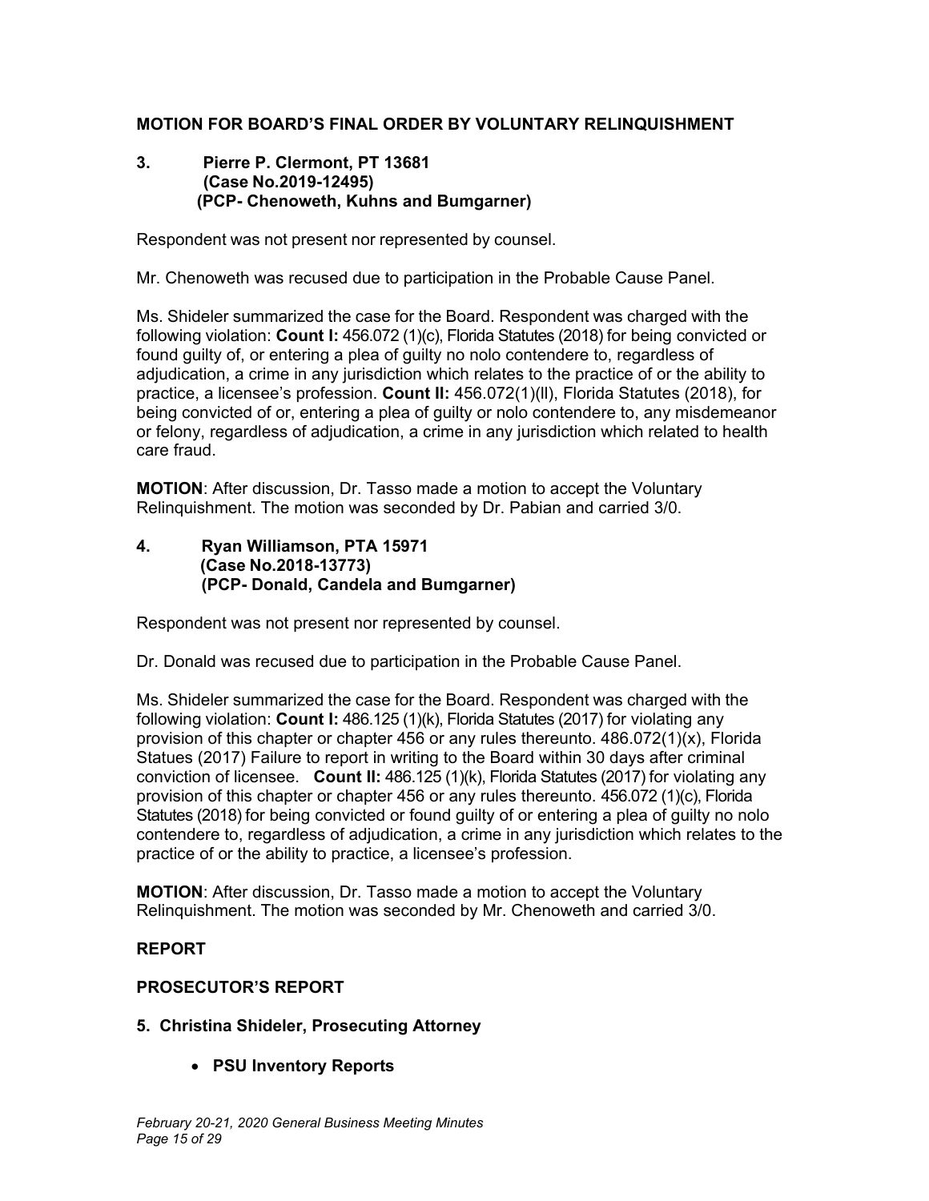**MOTION FOR BOARD'S FINAL ORDER BY VOLUNTARY RELINQUISHMENT**

**3. Pierre P. Clermont, PT 13681**
**(Case No.2019-12495)**
**(PCP- Chenoweth, Kuhns and Bumgarner)**

Respondent was not present nor represented by counsel.

Mr. Chenoweth was recused due to participation in the Probable Cause Panel.

Ms. Shideler summarized the case for the Board. Respondent was charged with the following violation: **Count I:** 456.072 (1)(c), Florida Statutes (2018) for being convicted or found guilty of, or entering a plea of guilty no nolo contendere to, regardless of adjudication, a crime in any jurisdiction which relates to the practice of or the ability to practice, a licensee's profession. **Count II:** 456.072(1)(ll), Florida Statutes (2018), for being convicted of or, entering a plea of guilty or nolo contendere to, any misdemeanor or felony, regardless of adjudication, a crime in any jurisdiction which related to health care fraud.

**MOTION**: After discussion, Dr. Tasso made a motion to accept the Voluntary Relinquishment. The motion was seconded by Dr. Pabian and carried 3/0.

**4. Ryan Williamson, PTA 15971**
**(Case No.2018-13773)**
**(PCP- Donald, Candela and Bumgarner)**

Respondent was not present nor represented by counsel.

Dr. Donald was recused due to participation in the Probable Cause Panel.

Ms. Shideler summarized the case for the Board. Respondent was charged with the following violation: **Count I:** 486.125 (1)(k), Florida Statutes (2017) for violating any provision of this chapter or chapter 456 or any rules thereunto. 486.072(1)(x), Florida Statues (2017) Failure to report in writing to the Board within 30 days after criminal conviction of licensee. **Count II:** 486.125 (1)(k), Florida Statutes (2017) for violating any provision of this chapter or chapter 456 or any rules thereunto. 456.072 (1)(c), Florida Statutes (2018) for being convicted or found guilty of or entering a plea of guilty no nolo contendere to, regardless of adjudication, a crime in any jurisdiction which relates to the practice of or the ability to practice, a licensee's profession.

**MOTION**: After discussion, Dr. Tasso made a motion to accept the Voluntary Relinquishment. The motion was seconded by Mr. Chenoweth and carried 3/0.

**REPORT**

**PROSECUTOR'S REPORT**

**5. Christina Shideler, Prosecuting Attorney**

- **PSU Inventory Reports**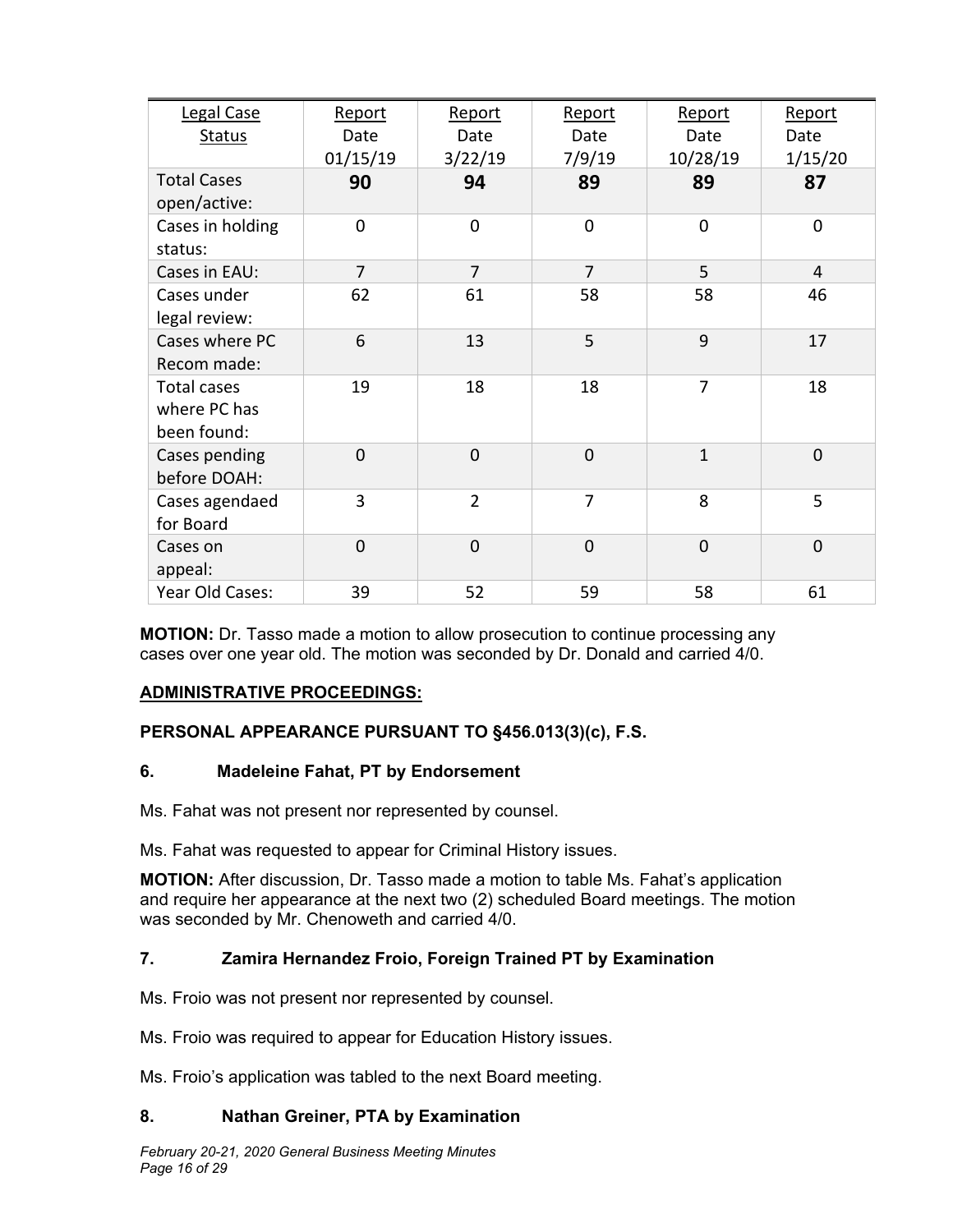| Legal Case Status | Report Date 01/15/19 | Report Date 3/22/19 | Report Date 7/9/19 | Report Date 10/28/19 | Report Date 1/15/20 |
|---|---|---|---|---|---|
| Total Cases open/active: | **90** | **94** | **89** | **89** | **87** |
| Cases in holding status: | 0 | 0 | 0 | 0 | 0 |
| Cases in EAU: | 7 | 7 | 7 | 5 | 4 |
| Cases under legal review: | 62 | 61 | 58 | 58 | 46 |
| Cases where PC Recom made: | 6 | 13 | 5 | 9 | 17 |
| Total cases where PC has been found: | 19 | 18 | 18 | 7 | 18 |
| Cases pending before DOAH: | 0 | 0 | 0 | 1 | 0 |
| Cases agendaed for Board | 3 | 2 | 7 | 8 | 5 |
| Cases on appeal: | 0 | 0 | 0 | 0 | 0 |
| Year Old Cases: | 39 | 52 | 59 | 58 | 61 |

**MOTION:** Dr. Tasso made a motion to allow prosecution to continue processing any cases over one year old. The motion was seconded by Dr. Donald and carried 4/0.

## ADMINISTRATIVE PROCEEDINGS:

### PERSONAL APPEARANCE PURSUANT TO §456.013(3)(c), F.S.

### 6. Madeleine Fahat, PT by Endorsement

Ms. Fahat was not present nor represented by counsel.

Ms. Fahat was requested to appear for Criminal History issues.

**MOTION:** After discussion, Dr. Tasso made a motion to table Ms. Fahat's application and require her appearance at the next two (2) scheduled Board meetings. The motion was seconded by Mr. Chenoweth and carried 4/0.

### 7. Zamira Hernandez Froio, Foreign Trained PT by Examination

Ms. Froio was not present nor represented by counsel.

Ms. Froio was required to appear for Education History issues.

Ms. Froio's application was tabled to the next Board meeting.

### 8. Nathan Greiner, PTA by Examination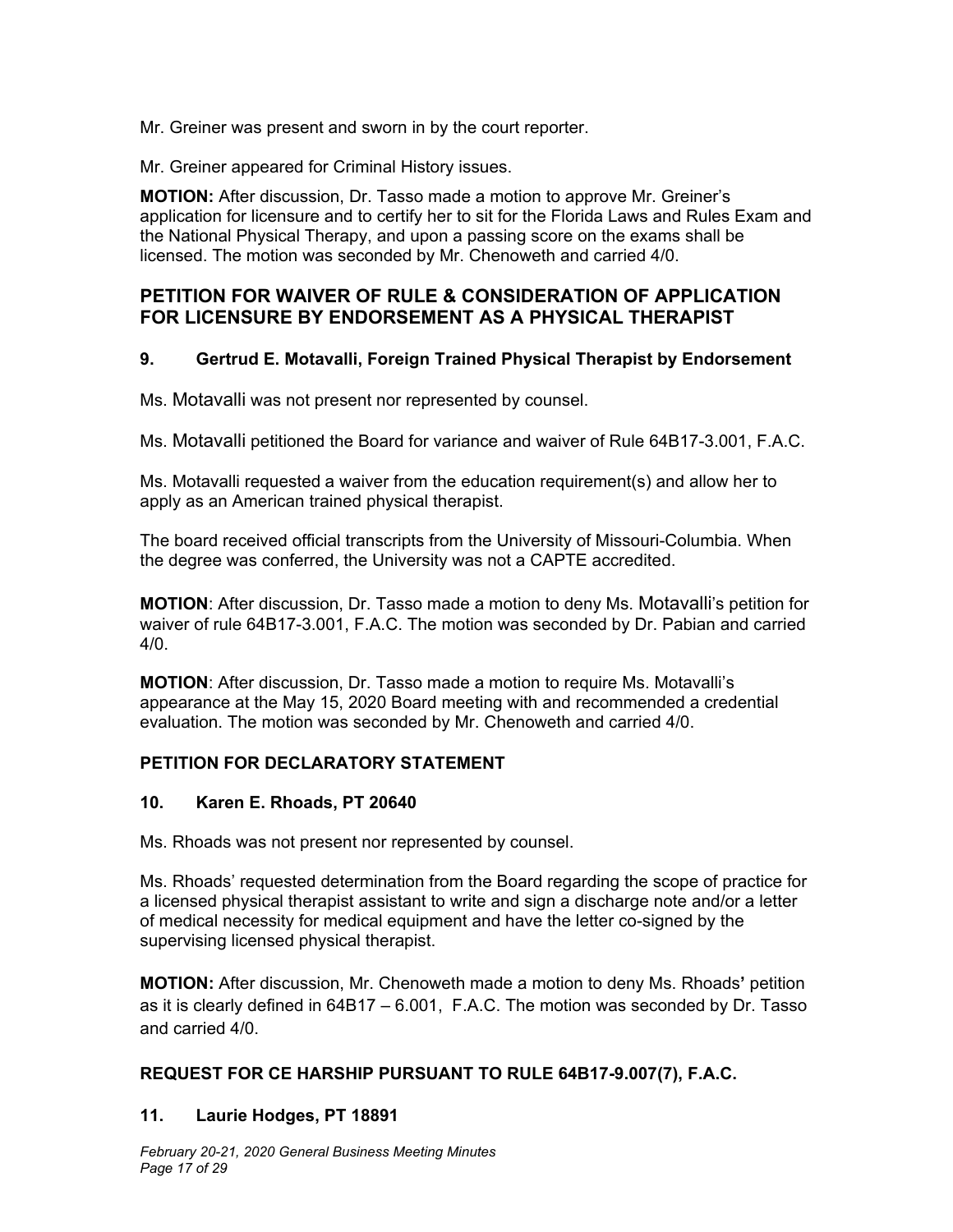Mr. Greiner was present and sworn in by the court reporter.

Mr. Greiner appeared for Criminal History issues.

**MOTION:** After discussion, Dr. Tasso made a motion to approve Mr. Greiner's application for licensure and to certify her to sit for the Florida Laws and Rules Exam and the National Physical Therapy, and upon a passing score on the exams shall be licensed. The motion was seconded by Mr. Chenoweth and carried 4/0.

## PETITION FOR WAIVER OF RULE & CONSIDERATION OF APPLICATION FOR LICENSURE BY ENDORSEMENT AS A PHYSICAL THERAPIST

### 9. Gertrud E. Motavalli, Foreign Trained Physical Therapist by Endorsement

Ms. Motavalli was not present nor represented by counsel.

Ms. Motavalli petitioned the Board for variance and waiver of Rule 64B17-3.001, F.A.C.

Ms. Motavalli requested a waiver from the education requirement(s) and allow her to apply as an American trained physical therapist.

The board received official transcripts from the University of Missouri-Columbia. When the degree was conferred, the University was not a CAPTE accredited.

**MOTION**: After discussion, Dr. Tasso made a motion to deny Ms. Motavalli's petition for waiver of rule 64B17-3.001, F.A.C. The motion was seconded by Dr. Pabian and carried 4/0.

**MOTION**: After discussion, Dr. Tasso made a motion to require Ms. Motavalli's appearance at the May 15, 2020 Board meeting with and recommended a credential evaluation. The motion was seconded by Mr. Chenoweth and carried 4/0.

### PETITION FOR DECLARATORY STATEMENT

### 10. Karen E. Rhoads, PT 20640

Ms. Rhoads was not present nor represented by counsel.

Ms. Rhoads' requested determination from the Board regarding the scope of practice for a licensed physical therapist assistant to write and sign a discharge note and/or a letter of medical necessity for medical equipment and have the letter co-signed by the supervising licensed physical therapist.

**MOTION:** After discussion, Mr. Chenoweth made a motion to deny Ms. Rhoads**'** petition as it is clearly defined in 64B17 – 6.001, F.A.C. The motion was seconded by Dr. Tasso and carried 4/0.

### REQUEST FOR CE HARSHIP PURSUANT TO RULE 64B17-9.007(7), F.A.C.

### 11. Laurie Hodges, PT 18891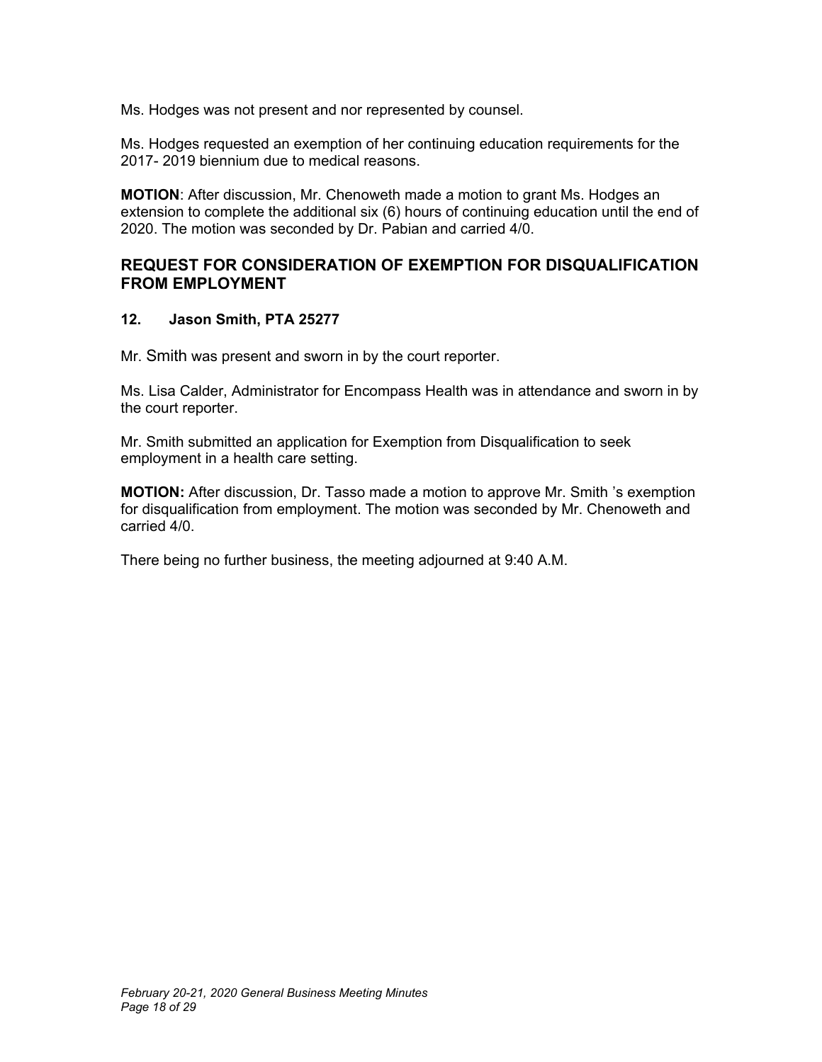Ms. Hodges was not present and nor represented by counsel.

Ms. Hodges requested an exemption of her continuing education requirements for the 2017- 2019 biennium due to medical reasons.

**MOTION**: After discussion, Mr. Chenoweth made a motion to grant Ms. Hodges an extension to complete the additional six (6) hours of continuing education until the end of 2020. The motion was seconded by Dr. Pabian and carried 4/0.

## REQUEST FOR CONSIDERATION OF EXEMPTION FOR DISQUALIFICATION FROM EMPLOYMENT

### 12. Jason Smith, PTA 25277

Mr. Smith was present and sworn in by the court reporter.

Ms. Lisa Calder, Administrator for Encompass Health was in attendance and sworn in by the court reporter.

Mr. Smith submitted an application for Exemption from Disqualification to seek employment in a health care setting.

**MOTION:** After discussion, Dr. Tasso made a motion to approve Mr. Smith 's exemption for disqualification from employment. The motion was seconded by Mr. Chenoweth and carried 4/0.

There being no further business, the meeting adjourned at 9:40 A.M.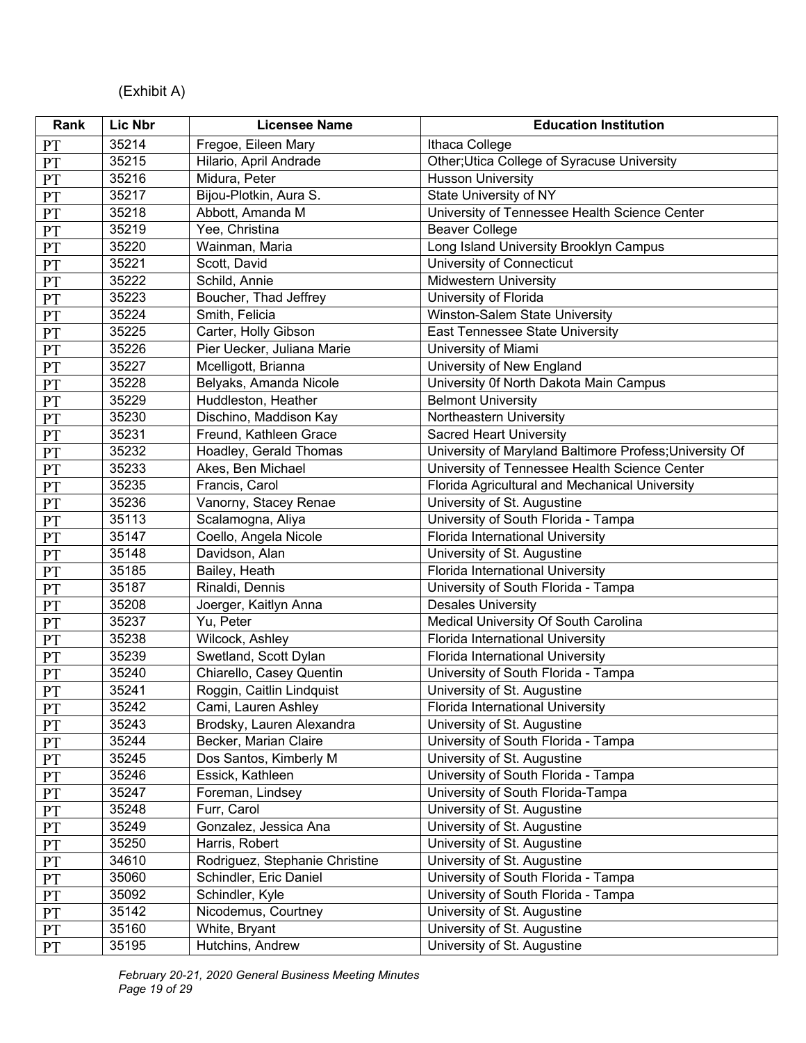(Exhibit A)

| Rank | Lic Nbr | Licensee Name | Education Institution |
|---|---|---|---|
| PT | 35214 | Fregoe, Eileen Mary | Ithaca College |
| PT | 35215 | Hilario, April Andrade | Other;Utica College of Syracuse University |
| PT | 35216 | Midura, Peter | Husson University |
| PT | 35217 | Bijou-Plotkin, Aura S. | State University of NY |
| PT | 35218 | Abbott, Amanda M | University of Tennessee Health Science Center |
| PT | 35219 | Yee, Christina | Beaver College |
| PT | 35220 | Wainman, Maria | Long Island University Brooklyn Campus |
| PT | 35221 | Scott, David | University of Connecticut |
| PT | 35222 | Schild, Annie | Midwestern University |
| PT | 35223 | Boucher, Thad Jeffrey | University of Florida |
| PT | 35224 | Smith, Felicia | Winston-Salem State University |
| PT | 35225 | Carter, Holly Gibson | East Tennessee State University |
| PT | 35226 | Pier Uecker, Juliana Marie | University of Miami |
| PT | 35227 | Mcelligott, Brianna | University of New England |
| PT | 35228 | Belyaks, Amanda Nicole | University 0f North Dakota Main Campus |
| PT | 35229 | Huddleston, Heather | Belmont University |
| PT | 35230 | Dischino, Maddison Kay | Northeastern University |
| PT | 35231 | Freund, Kathleen Grace | Sacred Heart University |
| PT | 35232 | Hoadley, Gerald Thomas | University of Maryland Baltimore Profess;University Of |
| PT | 35233 | Akes, Ben Michael | University of Tennessee Health Science Center |
| PT | 35235 | Francis, Carol | Florida Agricultural and Mechanical University |
| PT | 35236 | Vanorny, Stacey Renae | University of St. Augustine |
| PT | 35113 | Scalamogna, Aliya | University of South Florida - Tampa |
| PT | 35147 | Coello, Angela Nicole | Florida International University |
| PT | 35148 | Davidson, Alan | University of St. Augustine |
| PT | 35185 | Bailey, Heath | Florida International University |
| PT | 35187 | Rinaldi, Dennis | University of South Florida - Tampa |
| PT | 35208 | Joerger, Kaitlyn Anna | Desales University |
| PT | 35237 | Yu, Peter | Medical University Of South Carolina |
| PT | 35238 | Wilcock, Ashley | Florida International University |
| PT | 35239 | Swetland, Scott Dylan | Florida International University |
| PT | 35240 | Chiarello, Casey Quentin | University of South Florida - Tampa |
| PT | 35241 | Roggin, Caitlin Lindquist | University of St. Augustine |
| PT | 35242 | Cami, Lauren Ashley | Florida International University |
| PT | 35243 | Brodsky, Lauren Alexandra | University of St. Augustine |
| PT | 35244 | Becker, Marian Claire | University of South Florida - Tampa |
| PT | 35245 | Dos Santos, Kimberly M | University of St. Augustine |
| PT | 35246 | Essick, Kathleen | University of South Florida - Tampa |
| PT | 35247 | Foreman, Lindsey | University of South Florida-Tampa |
| PT | 35248 | Furr, Carol | University of St. Augustine |
| PT | 35249 | Gonzalez, Jessica Ana | University of St. Augustine |
| PT | 35250 | Harris, Robert | University of St. Augustine |
| PT | 34610 | Rodriguez, Stephanie Christine | University of St. Augustine |
| PT | 35060 | Schindler, Eric Daniel | University of South Florida - Tampa |
| PT | 35092 | Schindler, Kyle | University of South Florida - Tampa |
| PT | 35142 | Nicodemus, Courtney | University of St. Augustine |
| PT | 35160 | White, Bryant | University of St. Augustine |
| PT | 35195 | Hutchins, Andrew | University of St. Augustine |

*February 20-21, 2020 General Business Meeting Minutes*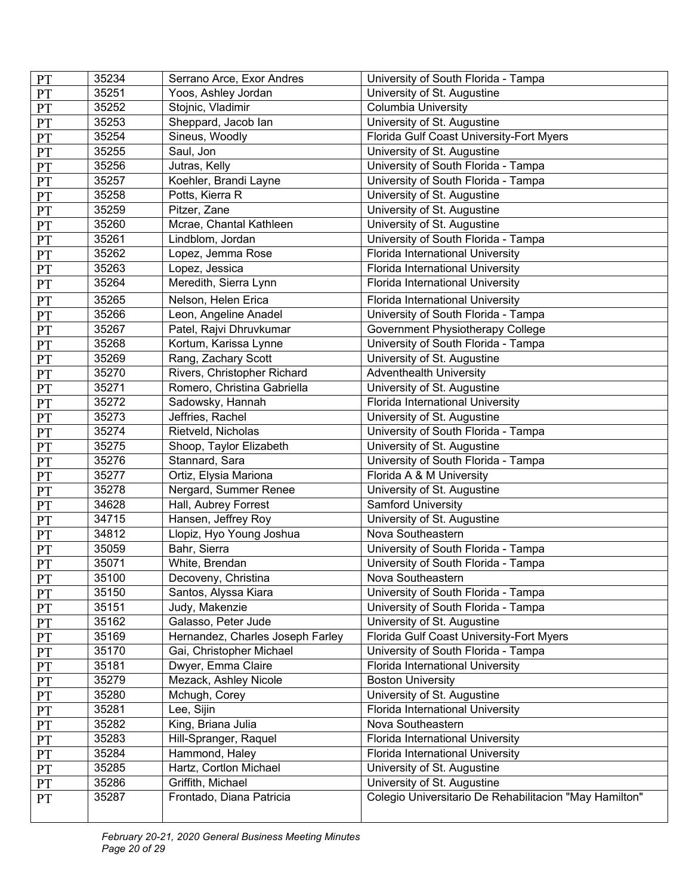| PT | 35234 | Serrano Arce, Exor Andres | University of South Florida - Tampa |
|---|---|---|---|
| PT | 35251 | Yoos, Ashley Jordan | University of St. Augustine |
| PT | 35252 | Stojnic, Vladimir | Columbia University |
| PT | 35253 | Sheppard, Jacob Ian | University of St. Augustine |
| PT | 35254 | Sineus, Woodly | Florida Gulf Coast University-Fort Myers |
| PT | 35255 | Saul, Jon | University of St. Augustine |
| PT | 35256 | Jutras, Kelly | University of South Florida - Tampa |
| PT | 35257 | Koehler, Brandi Layne | University of South Florida - Tampa |
| PT | 35258 | Potts, Kierra R | University of St. Augustine |
| PT | 35259 | Pitzer, Zane | University of St. Augustine |
| PT | 35260 | Mcrae, Chantal Kathleen | University of St. Augustine |
| PT | 35261 | Lindblom, Jordan | University of South Florida - Tampa |
| PT | 35262 | Lopez, Jemma Rose | Florida International University |
| PT | 35263 | Lopez, Jessica | Florida International University |
| PT | 35264 | Meredith, Sierra Lynn | Florida International University |
| PT | 35265 | Nelson, Helen Erica | Florida International University |
| PT | 35266 | Leon, Angeline Anadel | University of South Florida - Tampa |
| PT | 35267 | Patel, Rajvi Dhruvkumar | Government Physiotherapy College |
| PT | 35268 | Kortum, Karissa Lynne | University of South Florida - Tampa |
| PT | 35269 | Rang, Zachary Scott | University of St. Augustine |
| PT | 35270 | Rivers, Christopher Richard | Adventhealth University |
| PT | 35271 | Romero, Christina Gabriella | University of St. Augustine |
| PT | 35272 | Sadowsky, Hannah | Florida International University |
| PT | 35273 | Jeffries, Rachel | University of St. Augustine |
| PT | 35274 | Rietveld, Nicholas | University of South Florida - Tampa |
| PT | 35275 | Shoop, Taylor Elizabeth | University of St. Augustine |
| PT | 35276 | Stannard, Sara | University of South Florida - Tampa |
| PT | 35277 | Ortiz, Elysia Mariona | Florida A & M University |
| PT | 35278 | Nergard, Summer Renee | University of St. Augustine |
| PT | 34628 | Hall, Aubrey Forrest | Samford University |
| PT | 34715 | Hansen, Jeffrey Roy | University of St. Augustine |
| PT | 34812 | Llopiz, Hyo Young Joshua | Nova Southeastern |
| PT | 35059 | Bahr, Sierra | University of South Florida - Tampa |
| PT | 35071 | White, Brendan | University of South Florida - Tampa |
| PT | 35100 | Decoveny, Christina | Nova Southeastern |
| PT | 35150 | Santos, Alyssa Kiara | University of South Florida - Tampa |
| PT | 35151 | Judy, Makenzie | University of South Florida - Tampa |
| PT | 35162 | Galasso, Peter Jude | University of St. Augustine |
| PT | 35169 | Hernandez, Charles Joseph Farley | Florida Gulf Coast University-Fort Myers |
| PT | 35170 | Gai, Christopher Michael | University of South Florida - Tampa |
| PT | 35181 | Dwyer, Emma Claire | Florida International University |
| PT | 35279 | Mezack, Ashley Nicole | Boston University |
| PT | 35280 | Mchugh, Corey | University of St. Augustine |
| PT | 35281 | Lee, Sijin | Florida International University |
| PT | 35282 | King, Briana Julia | Nova Southeastern |
| PT | 35283 | Hill-Spranger, Raquel | Florida International University |
| PT | 35284 | Hammond, Haley | Florida International University |
| PT | 35285 | Hartz, Cortlon Michael | University of St. Augustine |
| PT | 35286 | Griffith, Michael | University of St. Augustine |
| PT | 35287 | Frontado, Diana Patricia | Colegio Universitario De Rehabilitacion "May Hamilton" |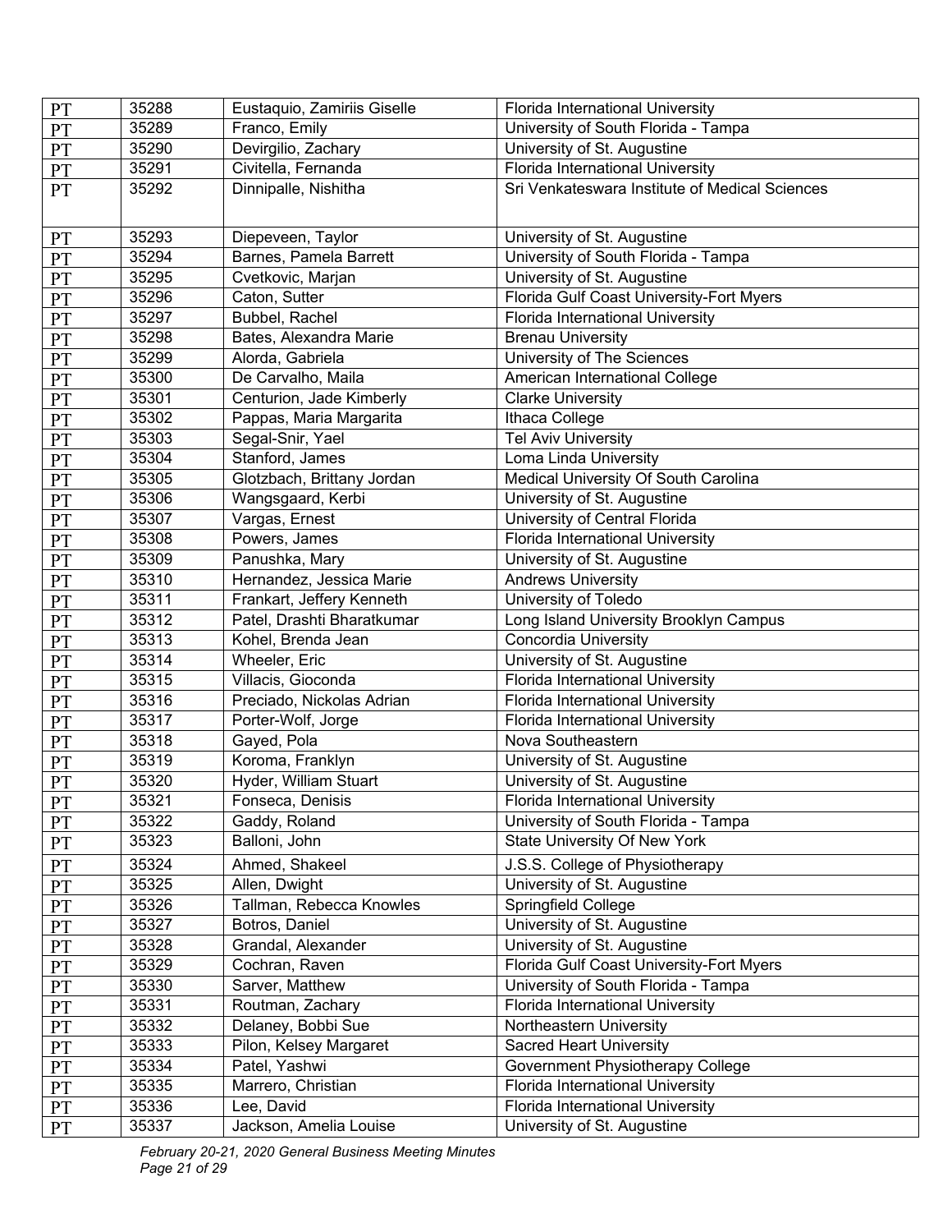| | | | |
|---|---|---|---|
| PT | 35288 | Eustaquio, Zamiriis Giselle | Florida International University |
| PT | 35289 | Franco, Emily | University of South Florida - Tampa |
| PT | 35290 | Devirgilio, Zachary | University of St. Augustine |
| PT | 35291 | Civitella, Fernanda | Florida International University |
| PT | 35292 | Dinnipalle, Nishitha | Sri Venkateswara Institute of Medical Sciences |
| PT | 35293 | Diepeveen, Taylor | University of St. Augustine |
| PT | 35294 | Barnes, Pamela Barrett | University of South Florida - Tampa |
| PT | 35295 | Cvetkovic, Marjan | University of St. Augustine |
| PT | 35296 | Caton, Sutter | Florida Gulf Coast University-Fort Myers |
| PT | 35297 | Bubbel, Rachel | Florida International University |
| PT | 35298 | Bates, Alexandra Marie | Brenau University |
| PT | 35299 | Alorda, Gabriela | University of The Sciences |
| PT | 35300 | De Carvalho, Maila | American International College |
| PT | 35301 | Centurion, Jade Kimberly | Clarke University |
| PT | 35302 | Pappas, Maria Margarita | Ithaca College |
| PT | 35303 | Segal-Snir, Yael | Tel Aviv University |
| PT | 35304 | Stanford, James | Loma Linda University |
| PT | 35305 | Glotzbach, Brittany Jordan | Medical University Of South Carolina |
| PT | 35306 | Wangsgaard, Kerbi | University of St. Augustine |
| PT | 35307 | Vargas, Ernest | University of Central Florida |
| PT | 35308 | Powers, James | Florida International University |
| PT | 35309 | Panushka, Mary | University of St. Augustine |
| PT | 35310 | Hernandez, Jessica Marie | Andrews University |
| PT | 35311 | Frankart, Jeffery Kenneth | University of Toledo |
| PT | 35312 | Patel, Drashti Bharatkumar | Long Island University Brooklyn Campus |
| PT | 35313 | Kohel, Brenda Jean | Concordia University |
| PT | 35314 | Wheeler, Eric | University of St. Augustine |
| PT | 35315 | Villacis, Gioconda | Florida International University |
| PT | 35316 | Preciado, Nickolas Adrian | Florida International University |
| PT | 35317 | Porter-Wolf, Jorge | Florida International University |
| PT | 35318 | Gayed, Pola | Nova Southeastern |
| PT | 35319 | Koroma, Franklyn | University of St. Augustine |
| PT | 35320 | Hyder, William Stuart | University of St. Augustine |
| PT | 35321 | Fonseca, Denisis | Florida International University |
| PT | 35322 | Gaddy, Roland | University of South Florida - Tampa |
| PT | 35323 | Balloni, John | State University Of New York |
| PT | 35324 | Ahmed, Shakeel | J.S.S. College of Physiotherapy |
| PT | 35325 | Allen, Dwight | University of St. Augustine |
| PT | 35326 | Tallman, Rebecca Knowles | Springfield College |
| PT | 35327 | Botros, Daniel | University of St. Augustine |
| PT | 35328 | Grandal, Alexander | University of St. Augustine |
| PT | 35329 | Cochran, Raven | Florida Gulf Coast University-Fort Myers |
| PT | 35330 | Sarver, Matthew | University of South Florida - Tampa |
| PT | 35331 | Routman, Zachary | Florida International University |
| PT | 35332 | Delaney, Bobbi Sue | Northeastern University |
| PT | 35333 | Pilon, Kelsey Margaret | Sacred Heart University |
| PT | 35334 | Patel, Yashwi | Government Physiotherapy College |
| PT | 35335 | Marrero, Christian | Florida International University |
| PT | 35336 | Lee, David | Florida International University |
| PT | 35337 | Jackson, Amelia Louise | University of St. Augustine |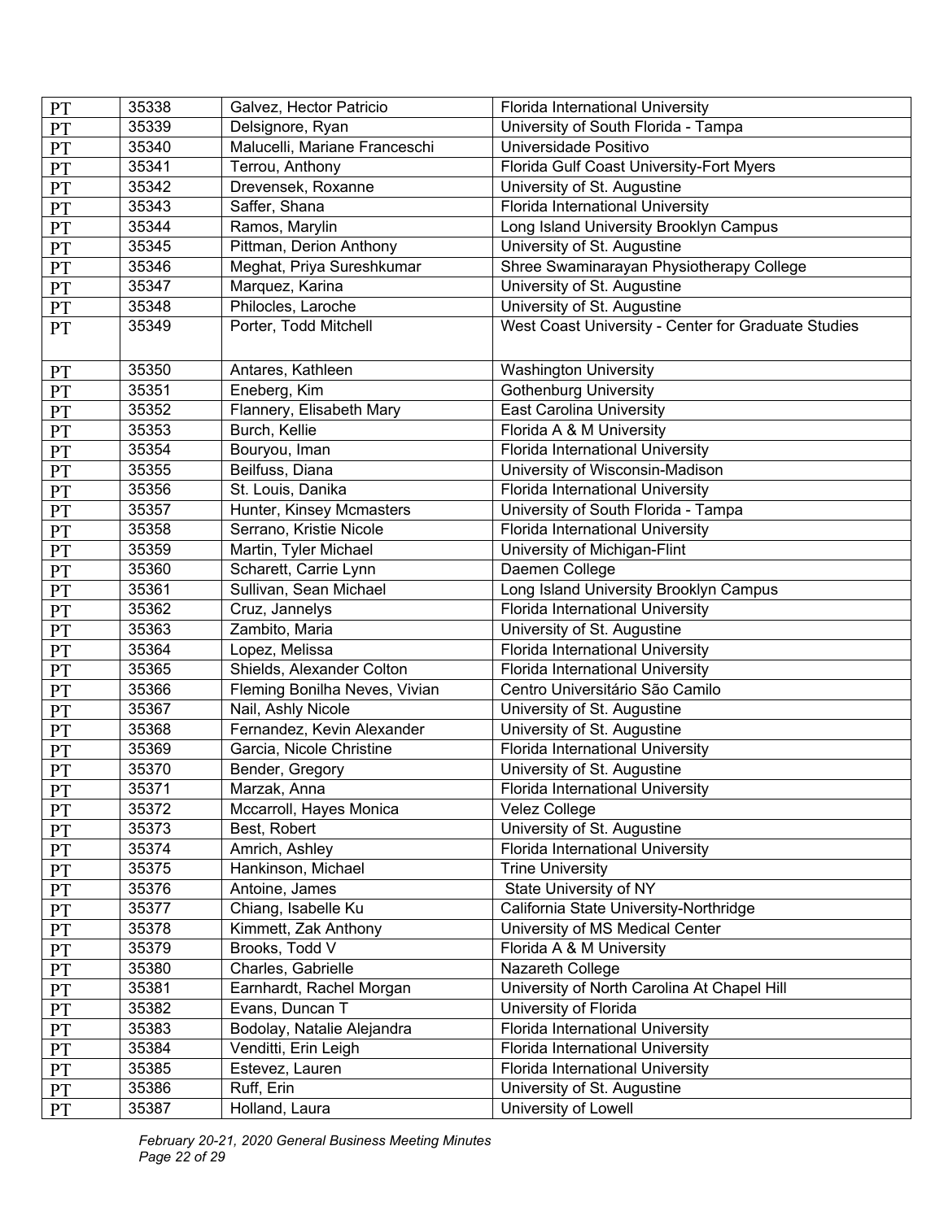| PT | 35338 | Galvez, Hector Patricio | Florida International University |
|---|---|---|---|
| PT | 35339 | Delsignore, Ryan | University of South Florida - Tampa |
| PT | 35340 | Malucelli, Mariane Franceschi | Universidade Positivo |
| PT | 35341 | Terrou, Anthony | Florida Gulf Coast University-Fort Myers |
| PT | 35342 | Drevensek, Roxanne | University of St. Augustine |
| PT | 35343 | Saffer, Shana | Florida International University |
| PT | 35344 | Ramos, Marylin | Long Island University Brooklyn Campus |
| PT | 35345 | Pittman, Derion Anthony | University of St. Augustine |
| PT | 35346 | Meghat, Priya Sureshkumar | Shree Swaminarayan Physiotherapy College |
| PT | 35347 | Marquez, Karina | University of St. Augustine |
| PT | 35348 | Philocles, Laroche | University of St. Augustine |
| PT | 35349 | Porter, Todd Mitchell | West Coast University - Center for Graduate Studies |
| PT | 35350 | Antares, Kathleen | Washington University |
| PT | 35351 | Eneberg, Kim | Gothenburg University |
| PT | 35352 | Flannery, Elisabeth Mary | East Carolina University |
| PT | 35353 | Burch, Kellie | Florida A & M University |
| PT | 35354 | Bouryou, Iman | Florida International University |
| PT | 35355 | Beilfuss, Diana | University of Wisconsin-Madison |
| PT | 35356 | St. Louis, Danika | Florida International University |
| PT | 35357 | Hunter, Kinsey Mcmasters | University of South Florida - Tampa |
| PT | 35358 | Serrano, Kristie Nicole | Florida International University |
| PT | 35359 | Martin, Tyler Michael | University of Michigan-Flint |
| PT | 35360 | Scharett, Carrie Lynn | Daemen College |
| PT | 35361 | Sullivan, Sean Michael | Long Island University Brooklyn Campus |
| PT | 35362 | Cruz, Jannelys | Florida International University |
| PT | 35363 | Zambito, Maria | University of St. Augustine |
| PT | 35364 | Lopez, Melissa | Florida International University |
| PT | 35365 | Shields, Alexander Colton | Florida International University |
| PT | 35366 | Fleming Bonilha Neves, Vivian | Centro Universitário São Camilo |
| PT | 35367 | Nail, Ashly Nicole | University of St. Augustine |
| PT | 35368 | Fernandez, Kevin Alexander | University of St. Augustine |
| PT | 35369 | Garcia, Nicole Christine | Florida International University |
| PT | 35370 | Bender, Gregory | University of St. Augustine |
| PT | 35371 | Marzak, Anna | Florida International University |
| PT | 35372 | Mccarroll, Hayes Monica | Velez College |
| PT | 35373 | Best, Robert | University of St. Augustine |
| PT | 35374 | Amrich, Ashley | Florida International University |
| PT | 35375 | Hankinson, Michael | Trine University |
| PT | 35376 | Antoine, James | State University of NY |
| PT | 35377 | Chiang, Isabelle Ku | California State University-Northridge |
| PT | 35378 | Kimmett, Zak Anthony | University of MS Medical Center |
| PT | 35379 | Brooks, Todd V | Florida A & M University |
| PT | 35380 | Charles, Gabrielle | Nazareth College |
| PT | 35381 | Earnhardt, Rachel Morgan | University of North Carolina At Chapel Hill |
| PT | 35382 | Evans, Duncan T | University of Florida |
| PT | 35383 | Bodolay, Natalie Alejandra | Florida International University |
| PT | 35384 | Venditti, Erin Leigh | Florida International University |
| PT | 35385 | Estevez, Lauren | Florida International University |
| PT | 35386 | Ruff, Erin | University of St. Augustine |
| PT | 35387 | Holland, Laura | University of Lowell |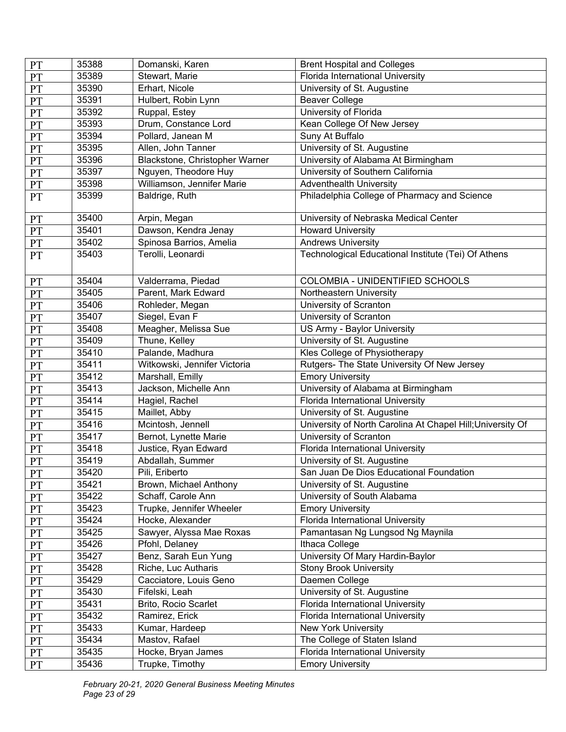| PT | 35388 | Domanski, Karen | Brent Hospital and Colleges |
|---|---|---|---|
| PT | 35389 | Stewart, Marie | Florida International University |
| PT | 35390 | Erhart, Nicole | University of St. Augustine |
| PT | 35391 | Hulbert, Robin Lynn | Beaver College |
| PT | 35392 | Ruppal, Estey | University of Florida |
| PT | 35393 | Drum, Constance Lord | Kean College Of New Jersey |
| PT | 35394 | Pollard, Janean M | Suny At Buffalo |
| PT | 35395 | Allen, John Tanner | University of St. Augustine |
| PT | 35396 | Blackstone, Christopher Warner | University of Alabama At Birmingham |
| PT | 35397 | Nguyen, Theodore Huy | University of Southern California |
| PT | 35398 | Williamson, Jennifer Marie | Adventhealth University |
| PT | 35399 | Baldrige, Ruth | Philadelphia College of Pharmacy and Science |
| PT | 35400 | Arpin, Megan | University of Nebraska Medical Center |
| PT | 35401 | Dawson, Kendra Jenay | Howard University |
| PT | 35402 | Spinosa Barrios, Amelia | Andrews University |
| PT | 35403 | Terolli, Leonardi | Technological Educational Institute (Tei) Of Athens |
| PT | 35404 | Valderrama, Piedad | COLOMBIA - UNIDENTIFIED SCHOOLS |
| PT | 35405 | Parent, Mark Edward | Northeastern University |
| PT | 35406 | Rohleder, Megan | University of Scranton |
| PT | 35407 | Siegel, Evan F | University of Scranton |
| PT | 35408 | Meagher, Melissa Sue | US Army - Baylor University |
| PT | 35409 | Thune, Kelley | University of St. Augustine |
| PT | 35410 | Palande, Madhura | Kles College of Physiotherapy |
| PT | 35411 | Witkowski, Jennifer Victoria | Rutgers- The State University Of New Jersey |
| PT | 35412 | Marshall, Emilly | Emory University |
| PT | 35413 | Jackson, Michelle Ann | University of Alabama at Birmingham |
| PT | 35414 | Hagiel, Rachel | Florida International University |
| PT | 35415 | Maillet, Abby | University of St. Augustine |
| PT | 35416 | Mcintosh, Jennell | University of North Carolina At Chapel Hill;University Of |
| PT | 35417 | Bernot, Lynette Marie | University of Scranton |
| PT | 35418 | Justice, Ryan Edward | Florida International University |
| PT | 35419 | Abdallah, Summer | University of St. Augustine |
| PT | 35420 | Pili, Eriberto | San Juan De Dios Educational Foundation |
| PT | 35421 | Brown, Michael Anthony | University of St. Augustine |
| PT | 35422 | Schaff, Carole Ann | University of South Alabama |
| PT | 35423 | Trupke, Jennifer Wheeler | Emory University |
| PT | 35424 | Hocke, Alexander | Florida International University |
| PT | 35425 | Sawyer, Alyssa Mae Roxas | Pamantasan Ng Lungsod Ng Maynila |
| PT | 35426 | Pfohl, Delaney | Ithaca College |
| PT | 35427 | Benz, Sarah Eun Yung | University Of Mary Hardin-Baylor |
| PT | 35428 | Riche, Luc Autharis | Stony Brook University |
| PT | 35429 | Cacciatore, Louis Geno | Daemen College |
| PT | 35430 | Fifelski, Leah | University of St. Augustine |
| PT | 35431 | Brito, Rocio Scarlet | Florida International University |
| PT | 35432 | Ramirez, Erick | Florida International University |
| PT | 35433 | Kumar, Hardeep | New York University |
| PT | 35434 | Mastov, Rafael | The College of Staten Island |
| PT | 35435 | Hocke, Bryan James | Florida International University |
| PT | 35436 | Trupke, Timothy | Emory University |

*February 20-21, 2020 General Business Meeting Minutes*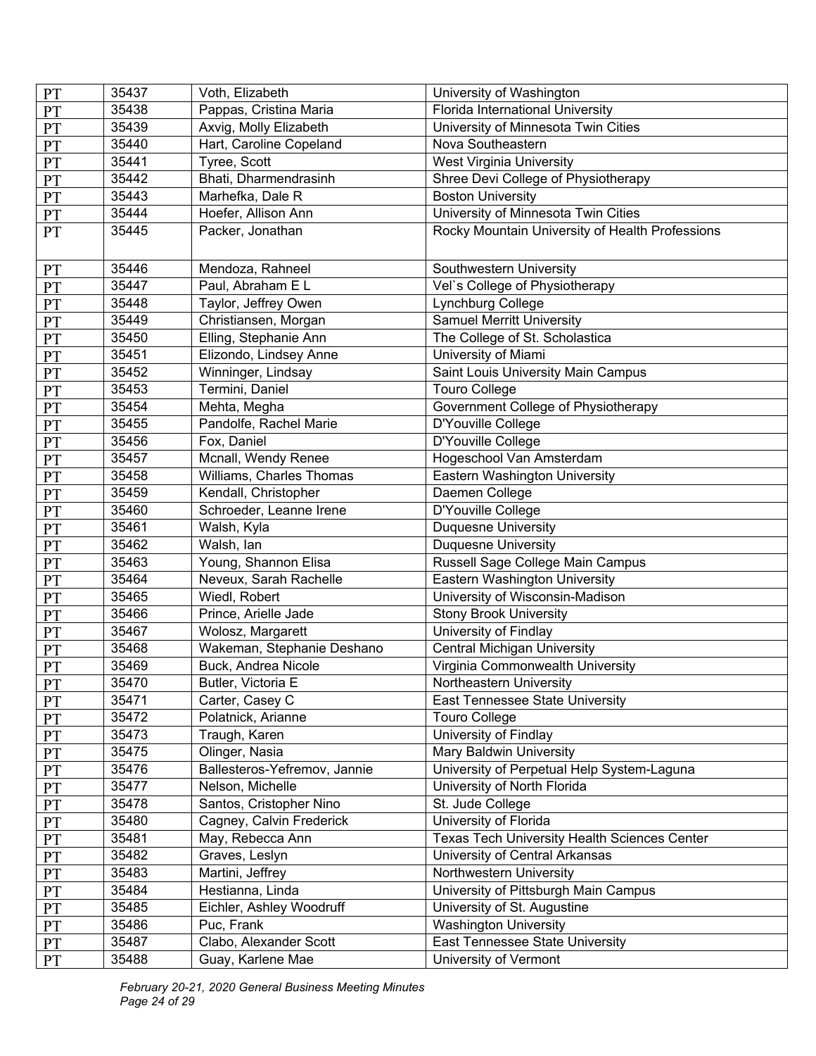| PT | 35437 | Voth, Elizabeth | University of Washington |
|---|---|---|---|
| PT | 35438 | Pappas, Cristina Maria | Florida International University |
| PT | 35439 | Axvig, Molly Elizabeth | University of Minnesota Twin Cities |
| PT | 35440 | Hart, Caroline Copeland | Nova Southeastern |
| PT | 35441 | Tyree, Scott | West Virginia University |
| PT | 35442 | Bhati, Dharmendrasinh | Shree Devi College of Physiotherapy |
| PT | 35443 | Marhefka, Dale R | Boston University |
| PT | 35444 | Hoefer, Allison Ann | University of Minnesota Twin Cities |
| PT | 35445 | Packer, Jonathan | Rocky Mountain University of Health Professions |
| PT | 35446 | Mendoza, Rahneel | Southwestern University |
| PT | 35447 | Paul, Abraham E L | Vel`s College of Physiotherapy |
| PT | 35448 | Taylor, Jeffrey Owen | Lynchburg College |
| PT | 35449 | Christiansen, Morgan | Samuel Merritt University |
| PT | 35450 | Elling, Stephanie Ann | The College of St. Scholastica |
| PT | 35451 | Elizondo, Lindsey Anne | University of Miami |
| PT | 35452 | Winninger, Lindsay | Saint Louis University Main Campus |
| PT | 35453 | Termini, Daniel | Touro College |
| PT | 35454 | Mehta, Megha | Government College of Physiotherapy |
| PT | 35455 | Pandolfe, Rachel Marie | D'Youville College |
| PT | 35456 | Fox, Daniel | D'Youville College |
| PT | 35457 | Mcnall, Wendy Renee | Hogeschool Van Amsterdam |
| PT | 35458 | Williams, Charles Thomas | Eastern Washington University |
| PT | 35459 | Kendall, Christopher | Daemen College |
| PT | 35460 | Schroeder, Leanne Irene | D'Youville College |
| PT | 35461 | Walsh, Kyla | Duquesne University |
| PT | 35462 | Walsh, Ian | Duquesne University |
| PT | 35463 | Young, Shannon Elisa | Russell Sage College Main Campus |
| PT | 35464 | Neveux, Sarah Rachelle | Eastern Washington University |
| PT | 35465 | Wiedl, Robert | University of Wisconsin-Madison |
| PT | 35466 | Prince, Arielle Jade | Stony Brook University |
| PT | 35467 | Wolosz, Margarett | University of Findlay |
| PT | 35468 | Wakeman, Stephanie Deshano | Central Michigan University |
| PT | 35469 | Buck, Andrea Nicole | Virginia Commonwealth University |
| PT | 35470 | Butler, Victoria E | Northeastern University |
| PT | 35471 | Carter, Casey C | East Tennessee State University |
| PT | 35472 | Polatnick, Arianne | Touro College |
| PT | 35473 | Traugh, Karen | University of Findlay |
| PT | 35475 | Olinger, Nasia | Mary Baldwin University |
| PT | 35476 | Ballesteros-Yefremov, Jannie | University of Perpetual Help System-Laguna |
| PT | 35477 | Nelson, Michelle | University of North Florida |
| PT | 35478 | Santos, Cristopher Nino | St. Jude College |
| PT | 35480 | Cagney, Calvin Frederick | University of Florida |
| PT | 35481 | May, Rebecca Ann | Texas Tech University Health Sciences Center |
| PT | 35482 | Graves, Leslyn | University of Central Arkansas |
| PT | 35483 | Martini, Jeffrey | Northwestern University |
| PT | 35484 | Hestianna, Linda | University of Pittsburgh Main Campus |
| PT | 35485 | Eichler, Ashley Woodruff | University of St. Augustine |
| PT | 35486 | Puc, Frank | Washington University |
| PT | 35487 | Clabo, Alexander Scott | East Tennessee State University |
| PT | 35488 | Guay, Karlene Mae | University of Vermont |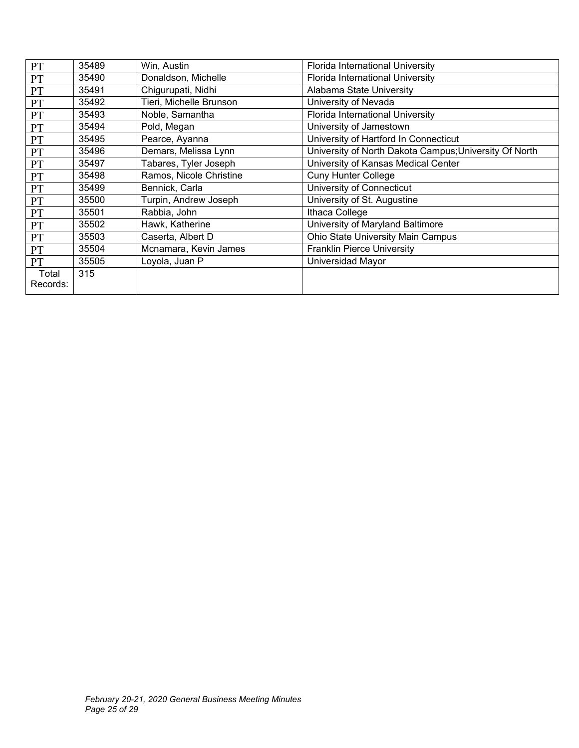| PT | 35489 | Win, Austin | Florida International University |
|---|---|---|---|
| PT | 35490 | Donaldson, Michelle | Florida International University |
| PT | 35491 | Chigurupati, Nidhi | Alabama State University |
| PT | 35492 | Tieri, Michelle Brunson | University of Nevada |
| PT | 35493 | Noble, Samantha | Florida International University |
| PT | 35494 | Pold, Megan | University of Jamestown |
| PT | 35495 | Pearce, Ayanna | University of Hartford In Connecticut |
| PT | 35496 | Demars, Melissa Lynn | University of North Dakota Campus;University Of North |
| PT | 35497 | Tabares, Tyler Joseph | University of Kansas Medical Center |
| PT | 35498 | Ramos, Nicole Christine | Cuny Hunter College |
| PT | 35499 | Bennick, Carla | University of Connecticut |
| PT | 35500 | Turpin, Andrew Joseph | University of St. Augustine |
| PT | 35501 | Rabbia, John | Ithaca College |
| PT | 35502 | Hawk, Katherine | University of Maryland Baltimore |
| PT | 35503 | Caserta, Albert D | Ohio State University Main Campus |
| PT | 35504 | Mcnamara, Kevin James | Franklin Pierce University |
| PT | 35505 | Loyola, Juan P | Universidad Mayor |
| Total Records: | 315 | | |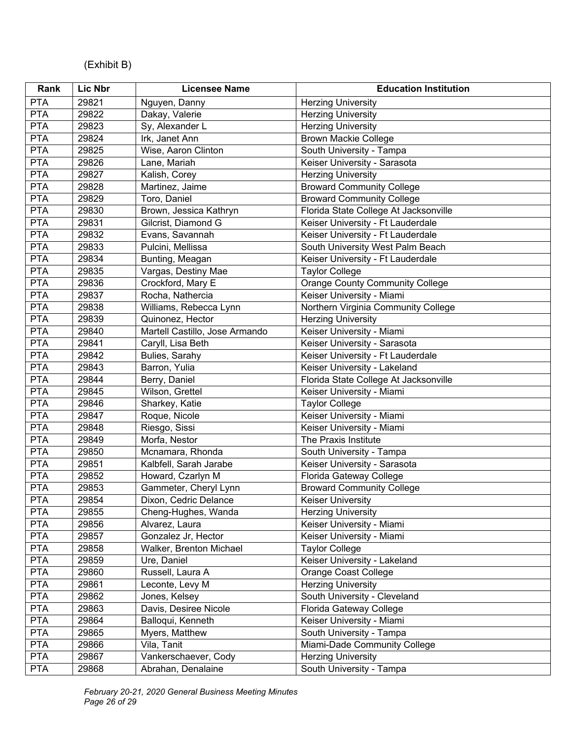(Exhibit B)

| Rank | Lic Nbr | Licensee Name | Education Institution |
|---|---|---|---|
| PTA | 29821 | Nguyen, Danny | Herzing University |
| PTA | 29822 | Dakay, Valerie | Herzing University |
| PTA | 29823 | Sy, Alexander L | Herzing University |
| PTA | 29824 | Irk, Janet Ann | Brown Mackie College |
| PTA | 29825 | Wise, Aaron Clinton | South University - Tampa |
| PTA | 29826 | Lane, Mariah | Keiser University - Sarasota |
| PTA | 29827 | Kalish, Corey | Herzing University |
| PTA | 29828 | Martinez, Jaime | Broward Community College |
| PTA | 29829 | Toro, Daniel | Broward Community College |
| PTA | 29830 | Brown, Jessica Kathryn | Florida State College At Jacksonville |
| PTA | 29831 | Gilcrist, Diamond G | Keiser University - Ft Lauderdale |
| PTA | 29832 | Evans, Savannah | Keiser University - Ft Lauderdale |
| PTA | 29833 | Pulcini, Mellissa | South University West Palm Beach |
| PTA | 29834 | Bunting, Meagan | Keiser University - Ft Lauderdale |
| PTA | 29835 | Vargas, Destiny Mae | Taylor College |
| PTA | 29836 | Crockford, Mary E | Orange County Community College |
| PTA | 29837 | Rocha, Nathercia | Keiser University - Miami |
| PTA | 29838 | Williams, Rebecca Lynn | Northern Virginia Community College |
| PTA | 29839 | Quinonez, Hector | Herzing University |
| PTA | 29840 | Martell Castillo, Jose Armando | Keiser University - Miami |
| PTA | 29841 | Caryll, Lisa Beth | Keiser University - Sarasota |
| PTA | 29842 | Bulies, Sarahy | Keiser University - Ft Lauderdale |
| PTA | 29843 | Barron, Yulia | Keiser University - Lakeland |
| PTA | 29844 | Berry, Daniel | Florida State College At Jacksonville |
| PTA | 29845 | Wilson, Grettel | Keiser University - Miami |
| PTA | 29846 | Sharkey, Katie | Taylor College |
| PTA | 29847 | Roque, Nicole | Keiser University - Miami |
| PTA | 29848 | Riesgo, Sissi | Keiser University - Miami |
| PTA | 29849 | Morfa, Nestor | The Praxis Institute |
| PTA | 29850 | Mcnamara, Rhonda | South University - Tampa |
| PTA | 29851 | Kalbfell, Sarah Jarabe | Keiser University - Sarasota |
| PTA | 29852 | Howard, Czarlyn M | Florida Gateway College |
| PTA | 29853 | Gammeter, Cheryl Lynn | Broward Community College |
| PTA | 29854 | Dixon, Cedric Delance | Keiser University |
| PTA | 29855 | Cheng-Hughes, Wanda | Herzing University |
| PTA | 29856 | Alvarez, Laura | Keiser University - Miami |
| PTA | 29857 | Gonzalez Jr, Hector | Keiser University - Miami |
| PTA | 29858 | Walker, Brenton Michael | Taylor College |
| PTA | 29859 | Ure, Daniel | Keiser University - Lakeland |
| PTA | 29860 | Russell, Laura A | Orange Coast College |
| PTA | 29861 | Leconte, Levy M | Herzing University |
| PTA | 29862 | Jones, Kelsey | South University - Cleveland |
| PTA | 29863 | Davis, Desiree Nicole | Florida Gateway College |
| PTA | 29864 | Balloqui, Kenneth | Keiser University - Miami |
| PTA | 29865 | Myers, Matthew | South University - Tampa |
| PTA | 29866 | Vila, Tanit | Miami-Dade Community College |
| PTA | 29867 | Vankerschaever, Cody | Herzing University |
| PTA | 29868 | Abrahan, Denalaine | South University - Tampa |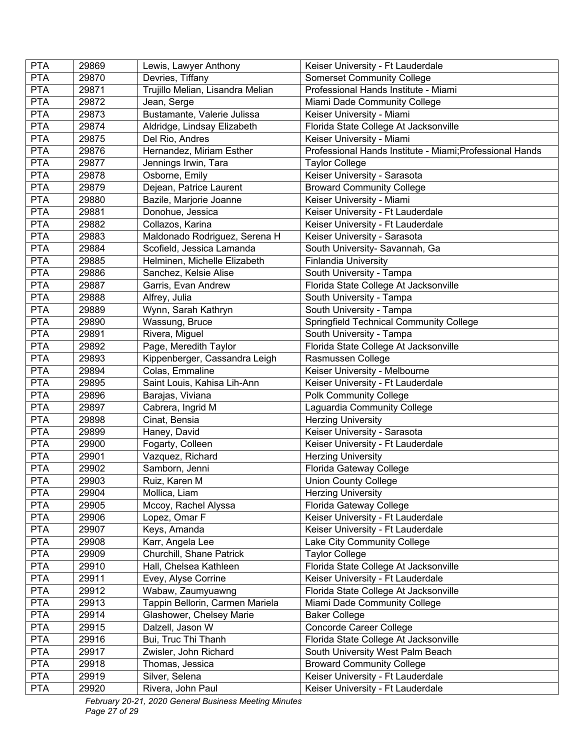| PTA | 29869 | Lewis, Lawyer Anthony | Keiser University - Ft Lauderdale |
|---|---|---|---|
| PTA | 29870 | Devries, Tiffany | Somerset Community College |
| PTA | 29871 | Trujillo Melian, Lisandra Melian | Professional Hands Institute - Miami |
| PTA | 29872 | Jean, Serge | Miami Dade Community College |
| PTA | 29873 | Bustamante, Valerie Julissa | Keiser University - Miami |
| PTA | 29874 | Aldridge, Lindsay Elizabeth | Florida State College At Jacksonville |
| PTA | 29875 | Del Rio, Andres | Keiser University - Miami |
| PTA | 29876 | Hernandez, Miriam Esther | Professional Hands Institute - Miami;Professional Hands |
| PTA | 29877 | Jennings Irwin, Tara | Taylor College |
| PTA | 29878 | Osborne, Emily | Keiser University - Sarasota |
| PTA | 29879 | Dejean, Patrice Laurent | Broward Community College |
| PTA | 29880 | Bazile, Marjorie Joanne | Keiser University - Miami |
| PTA | 29881 | Donohue, Jessica | Keiser University - Ft Lauderdale |
| PTA | 29882 | Collazos, Karina | Keiser University - Ft Lauderdale |
| PTA | 29883 | Maldonado Rodriguez, Serena H | Keiser University - Sarasota |
| PTA | 29884 | Scofield, Jessica Lamanda | South University- Savannah, Ga |
| PTA | 29885 | Helminen, Michelle Elizabeth | Finlandia University |
| PTA | 29886 | Sanchez, Kelsie Alise | South University - Tampa |
| PTA | 29887 | Garris, Evan Andrew | Florida State College At Jacksonville |
| PTA | 29888 | Alfrey, Julia | South University - Tampa |
| PTA | 29889 | Wynn, Sarah Kathryn | South University - Tampa |
| PTA | 29890 | Wassung, Bruce | Springfield Technical Community College |
| PTA | 29891 | Rivera, Miguel | South University - Tampa |
| PTA | 29892 | Page, Meredith Taylor | Florida State College At Jacksonville |
| PTA | 29893 | Kippenberger, Cassandra Leigh | Rasmussen College |
| PTA | 29894 | Colas, Emmaline | Keiser University - Melbourne |
| PTA | 29895 | Saint Louis, Kahisa Lih-Ann | Keiser University - Ft Lauderdale |
| PTA | 29896 | Barajas, Viviana | Polk Community College |
| PTA | 29897 | Cabrera, Ingrid M | Laguardia Community College |
| PTA | 29898 | Cinat, Bensia | Herzing University |
| PTA | 29899 | Haney, David | Keiser University - Sarasota |
| PTA | 29900 | Fogarty, Colleen | Keiser University - Ft Lauderdale |
| PTA | 29901 | Vazquez, Richard | Herzing University |
| PTA | 29902 | Samborn, Jenni | Florida Gateway College |
| PTA | 29903 | Ruiz, Karen M | Union County College |
| PTA | 29904 | Mollica, Liam | Herzing University |
| PTA | 29905 | Mccoy, Rachel Alyssa | Florida Gateway College |
| PTA | 29906 | Lopez, Omar F | Keiser University - Ft Lauderdale |
| PTA | 29907 | Keys, Amanda | Keiser University - Ft Lauderdale |
| PTA | 29908 | Karr, Angela Lee | Lake City Community College |
| PTA | 29909 | Churchill, Shane Patrick | Taylor College |
| PTA | 29910 | Hall, Chelsea Kathleen | Florida State College At Jacksonville |
| PTA | 29911 | Evey, Alyse Corrine | Keiser University - Ft Lauderdale |
| PTA | 29912 | Wabaw, Zaumyuawng | Florida State College At Jacksonville |
| PTA | 29913 | Tappin Bellorin, Carmen Mariela | Miami Dade Community College |
| PTA | 29914 | Glashower, Chelsey Marie | Baker College |
| PTA | 29915 | Dalzell, Jason W | Concorde Career College |
| PTA | 29916 | Bui, Truc Thi Thanh | Florida State College At Jacksonville |
| PTA | 29917 | Zwisler, John Richard | South University West Palm Beach |
| PTA | 29918 | Thomas, Jessica | Broward Community College |
| PTA | 29919 | Silver, Selena | Keiser University - Ft Lauderdale |
| PTA | 29920 | Rivera, John Paul | Keiser University - Ft Lauderdale |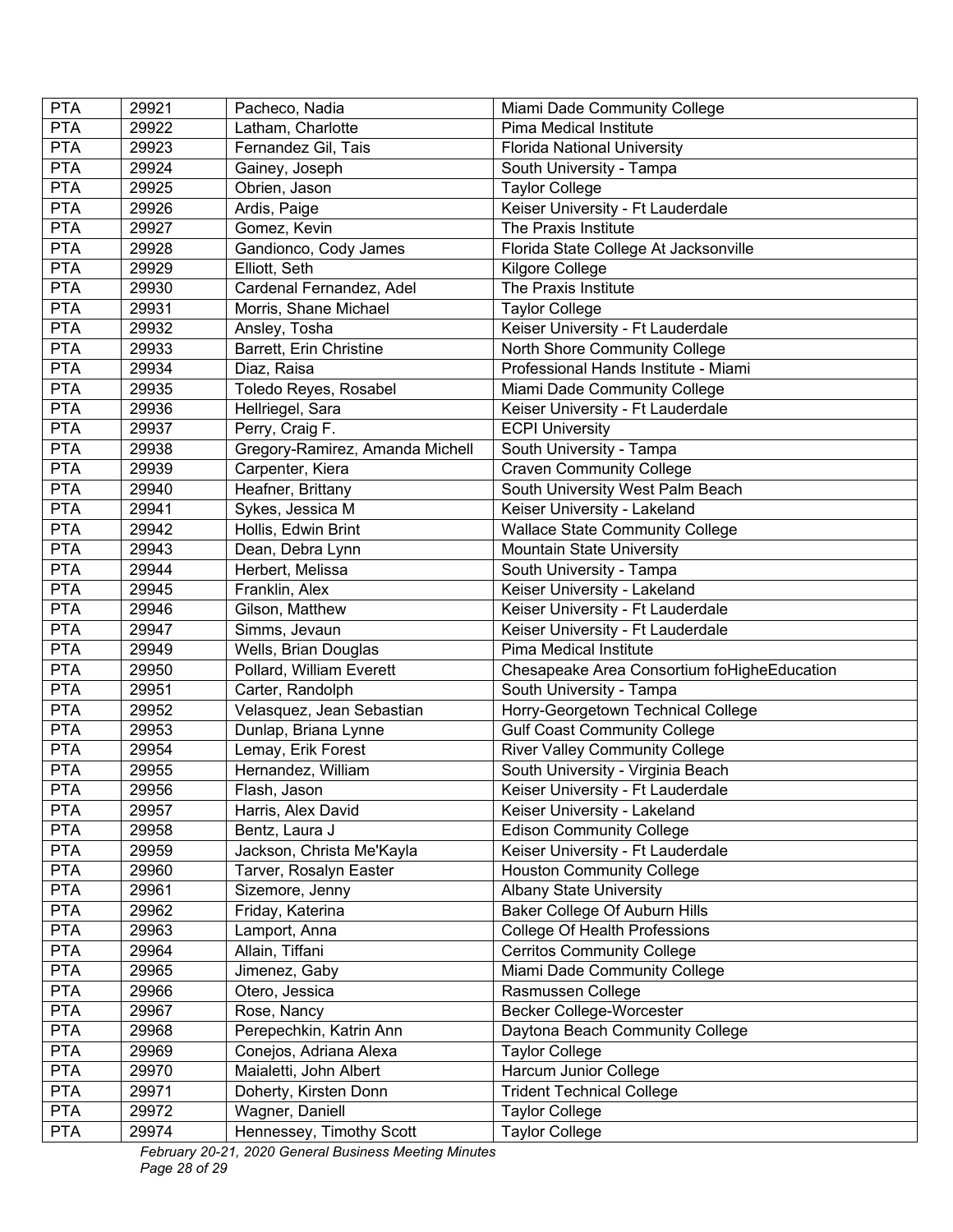| PTA | 29921 | Pacheco, Nadia | Miami Dade Community College |
|---|---|---|---|
| PTA | 29922 | Latham, Charlotte | Pima Medical Institute |
| PTA | 29923 | Fernandez Gil, Tais | Florida National University |
| PTA | 29924 | Gainey, Joseph | South University - Tampa |
| PTA | 29925 | Obrien, Jason | Taylor College |
| PTA | 29926 | Ardis, Paige | Keiser University - Ft Lauderdale |
| PTA | 29927 | Gomez, Kevin | The Praxis Institute |
| PTA | 29928 | Gandionco, Cody James | Florida State College At Jacksonville |
| PTA | 29929 | Elliott, Seth | Kilgore College |
| PTA | 29930 | Cardenal Fernandez, Adel | The Praxis Institute |
| PTA | 29931 | Morris, Shane Michael | Taylor College |
| PTA | 29932 | Ansley, Tosha | Keiser University - Ft Lauderdale |
| PTA | 29933 | Barrett, Erin Christine | North Shore Community College |
| PTA | 29934 | Diaz, Raisa | Professional Hands Institute - Miami |
| PTA | 29935 | Toledo Reyes, Rosabel | Miami Dade Community College |
| PTA | 29936 | Hellriegel, Sara | Keiser University - Ft Lauderdale |
| PTA | 29937 | Perry, Craig F. | ECPI University |
| PTA | 29938 | Gregory-Ramirez, Amanda Michell | South University - Tampa |
| PTA | 29939 | Carpenter, Kiera | Craven Community College |
| PTA | 29940 | Heafner, Brittany | South University West Palm Beach |
| PTA | 29941 | Sykes, Jessica M | Keiser University - Lakeland |
| PTA | 29942 | Hollis, Edwin Brint | Wallace State Community College |
| PTA | 29943 | Dean, Debra Lynn | Mountain State University |
| PTA | 29944 | Herbert, Melissa | South University - Tampa |
| PTA | 29945 | Franklin, Alex | Keiser University - Lakeland |
| PTA | 29946 | Gilson, Matthew | Keiser University - Ft Lauderdale |
| PTA | 29947 | Simms, Jevaun | Keiser University - Ft Lauderdale |
| PTA | 29949 | Wells, Brian Douglas | Pima Medical Institute |
| PTA | 29950 | Pollard, William Everett | Chesapeake Area Consortium foHigheEducation |
| PTA | 29951 | Carter, Randolph | South University - Tampa |
| PTA | 29952 | Velasquez, Jean Sebastian | Horry-Georgetown Technical College |
| PTA | 29953 | Dunlap, Briana Lynne | Gulf Coast Community College |
| PTA | 29954 | Lemay, Erik Forest | River Valley Community College |
| PTA | 29955 | Hernandez, William | South University - Virginia Beach |
| PTA | 29956 | Flash, Jason | Keiser University - Ft Lauderdale |
| PTA | 29957 | Harris, Alex David | Keiser University - Lakeland |
| PTA | 29958 | Bentz, Laura J | Edison Community College |
| PTA | 29959 | Jackson, Christa Me'Kayla | Keiser University - Ft Lauderdale |
| PTA | 29960 | Tarver, Rosalyn Easter | Houston Community College |
| PTA | 29961 | Sizemore, Jenny | Albany State University |
| PTA | 29962 | Friday, Katerina | Baker College Of Auburn Hills |
| PTA | 29963 | Lamport, Anna | College Of Health Professions |
| PTA | 29964 | Allain, Tiffani | Cerritos Community College |
| PTA | 29965 | Jimenez, Gaby | Miami Dade Community College |
| PTA | 29966 | Otero, Jessica | Rasmussen College |
| PTA | 29967 | Rose, Nancy | Becker College-Worcester |
| PTA | 29968 | Perepechkin, Katrin Ann | Daytona Beach Community College |
| PTA | 29969 | Conejos, Adriana Alexa | Taylor College |
| PTA | 29970 | Maialetti, John Albert | Harcum Junior College |
| PTA | 29971 | Doherty, Kirsten Donn | Trident Technical College |
| PTA | 29972 | Wagner, Daniell | Taylor College |
| PTA | 29974 | Hennessey, Timothy Scott | Taylor College |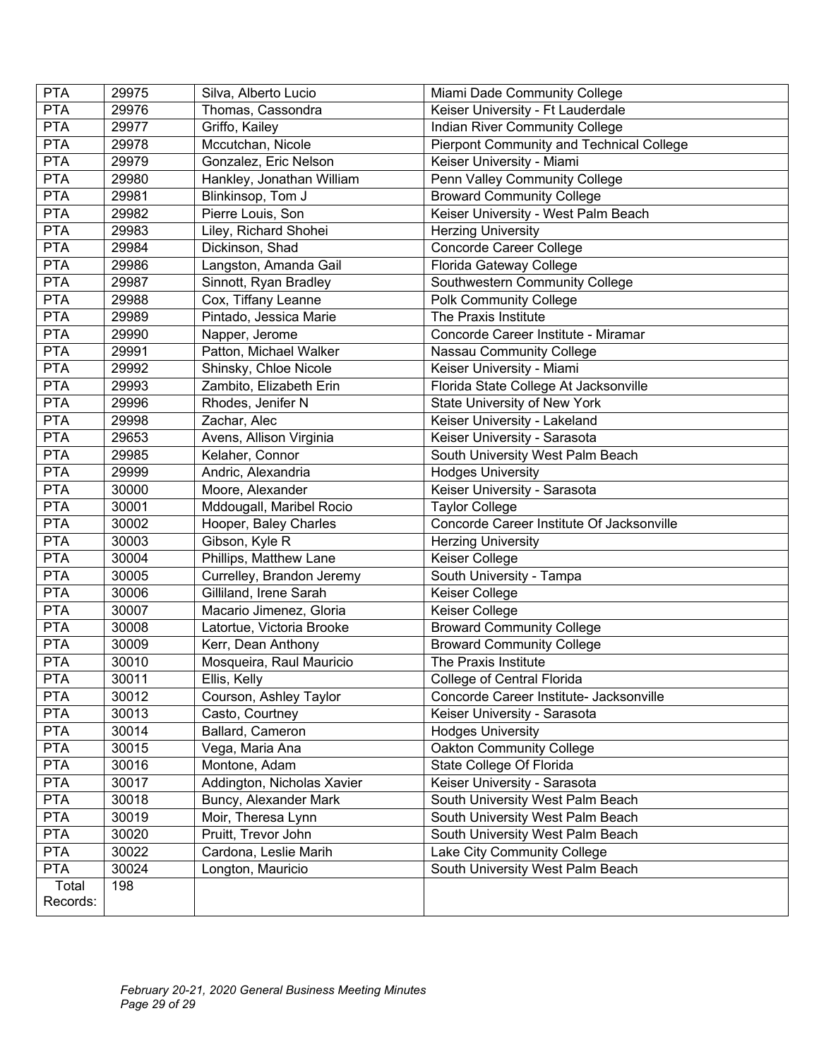| | | | |
|---|---|---|---|
| PTA | 29975 | Silva, Alberto Lucio | Miami Dade Community College |
| PTA | 29976 | Thomas, Cassondra | Keiser University - Ft Lauderdale |
| PTA | 29977 | Griffo, Kailey | Indian River Community College |
| PTA | 29978 | Mccutchan, Nicole | Pierpont Community and Technical College |
| PTA | 29979 | Gonzalez, Eric Nelson | Keiser University - Miami |
| PTA | 29980 | Hankley, Jonathan William | Penn Valley Community College |
| PTA | 29981 | Blinkinsop, Tom J | Broward Community College |
| PTA | 29982 | Pierre Louis, Son | Keiser University - West Palm Beach |
| PTA | 29983 | Liley, Richard Shohei | Herzing University |
| PTA | 29984 | Dickinson, Shad | Concorde Career College |
| PTA | 29986 | Langston, Amanda Gail | Florida Gateway College |
| PTA | 29987 | Sinnott, Ryan Bradley | Southwestern Community College |
| PTA | 29988 | Cox, Tiffany Leanne | Polk Community College |
| PTA | 29989 | Pintado, Jessica Marie | The Praxis Institute |
| PTA | 29990 | Napper, Jerome | Concorde Career Institute - Miramar |
| PTA | 29991 | Patton, Michael Walker | Nassau Community College |
| PTA | 29992 | Shinsky, Chloe Nicole | Keiser University - Miami |
| PTA | 29993 | Zambito, Elizabeth Erin | Florida State College At Jacksonville |
| PTA | 29996 | Rhodes, Jenifer N | State University of New York |
| PTA | 29998 | Zachar, Alec | Keiser University - Lakeland |
| PTA | 29653 | Avens, Allison Virginia | Keiser University - Sarasota |
| PTA | 29985 | Kelaher, Connor | South University West Palm Beach |
| PTA | 29999 | Andric, Alexandria | Hodges University |
| PTA | 30000 | Moore, Alexander | Keiser University - Sarasota |
| PTA | 30001 | Mddougall, Maribel Rocio | Taylor College |
| PTA | 30002 | Hooper, Baley Charles | Concorde Career Institute Of Jacksonville |
| PTA | 30003 | Gibson, Kyle R | Herzing University |
| PTA | 30004 | Phillips, Matthew Lane | Keiser College |
| PTA | 30005 | Currelley, Brandon Jeremy | South University - Tampa |
| PTA | 30006 | Gilliland, Irene Sarah | Keiser College |
| PTA | 30007 | Macario Jimenez, Gloria | Keiser College |
| PTA | 30008 | Latortue, Victoria Brooke | Broward Community College |
| PTA | 30009 | Kerr, Dean Anthony | Broward Community College |
| PTA | 30010 | Mosqueira, Raul Mauricio | The Praxis Institute |
| PTA | 30011 | Ellis, Kelly | College of Central Florida |
| PTA | 30012 | Courson, Ashley Taylor | Concorde Career Institute- Jacksonville |
| PTA | 30013 | Casto, Courtney | Keiser University - Sarasota |
| PTA | 30014 | Ballard, Cameron | Hodges University |
| PTA | 30015 | Vega, Maria Ana | Oakton Community College |
| PTA | 30016 | Montone, Adam | State College Of Florida |
| PTA | 30017 | Addington, Nicholas Xavier | Keiser University - Sarasota |
| PTA | 30018 | Buncy, Alexander Mark | South University West Palm Beach |
| PTA | 30019 | Moir, Theresa Lynn | South University West Palm Beach |
| PTA | 30020 | Pruitt, Trevor John | South University West Palm Beach |
| PTA | 30022 | Cardona, Leslie Marih | Lake City Community College |
| PTA | 30024 | Longton, Mauricio | South University West Palm Beach |
| Total Records: | 198 | | |

*February 20-21, 2020 General Business Meeting Minutes*